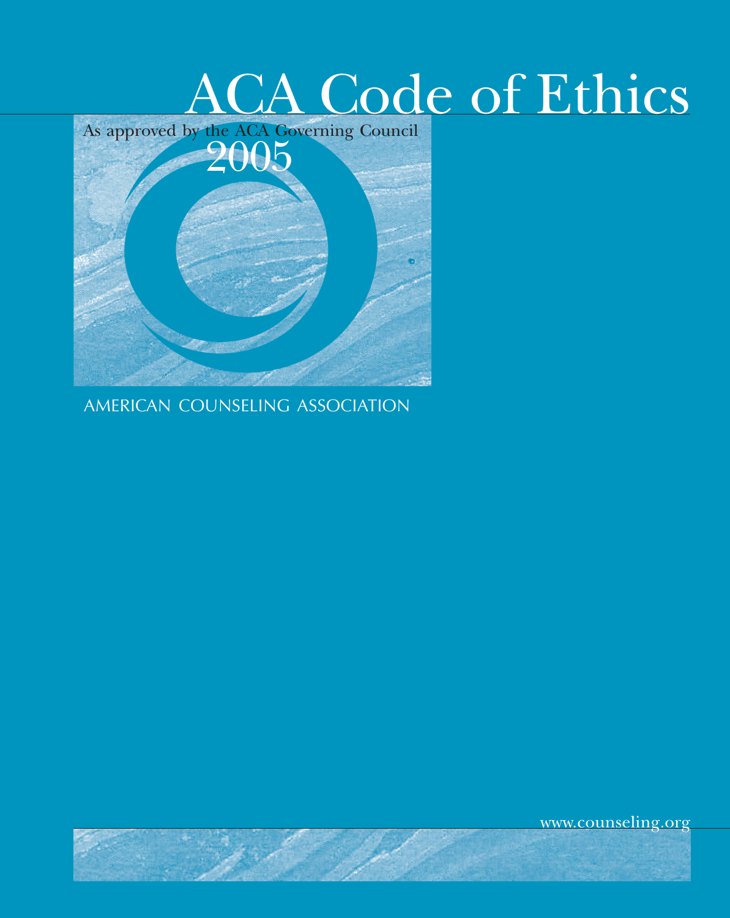# ACA Code of Ethics

As approved by the ACA Governing Council

2005

AMERICAN COUNSELING ASSOCIATION

www.counseling.org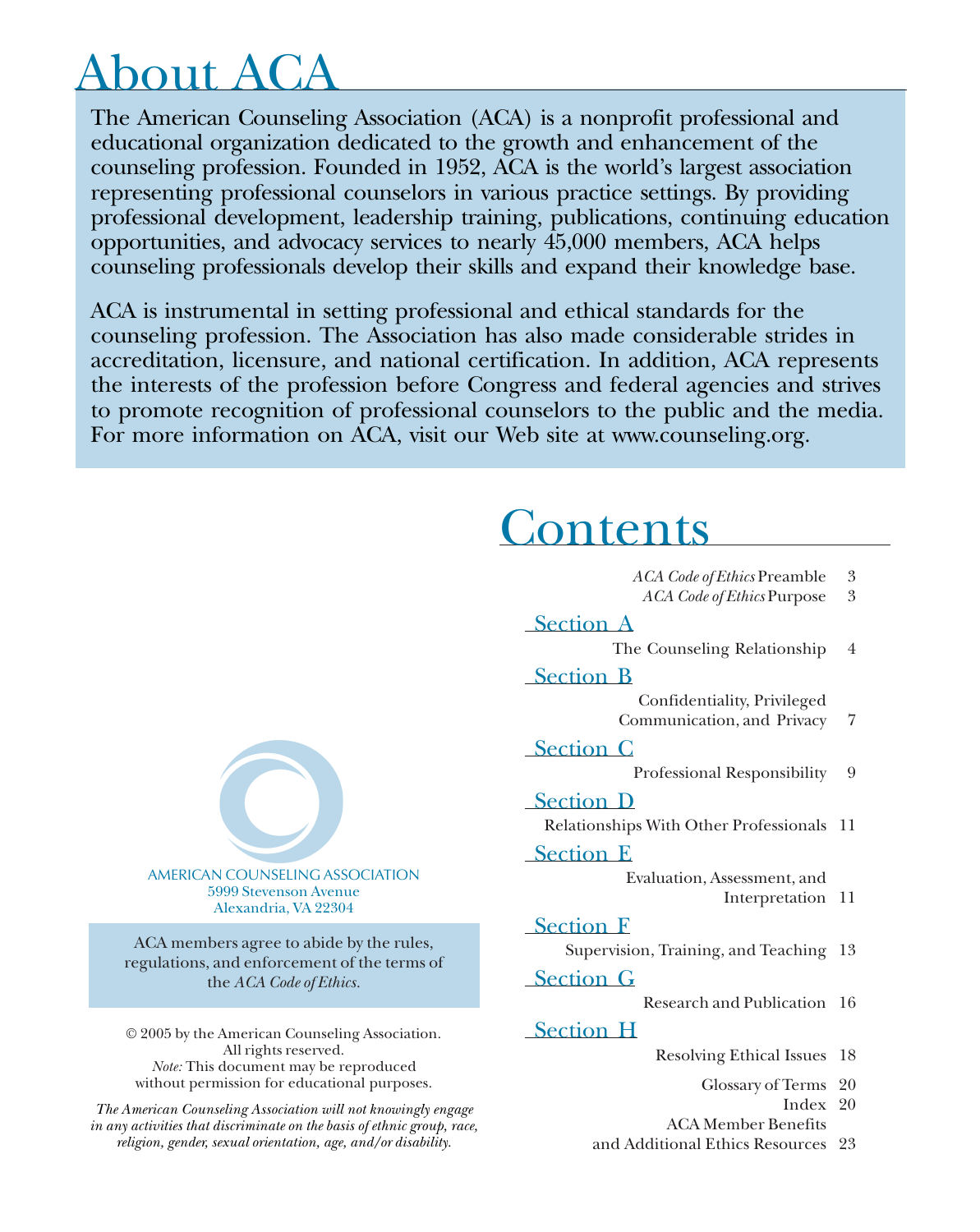# About ACA

The American Counseling Association (ACA) is a nonprofit professional and educational organization dedicated to the growth and enhancement of the counseling profession. Founded in 1952, ACA is the world's largest association representing professional counselors in various practice settings. By providing professional development, leadership training, publications, continuing education opportunities, and advocacy services to nearly 45,000 members, ACA helps counseling professionals develop their skills and expand their knowledge base.

ACA is instrumental in setting professional and ethical standards for the counseling profession. The Association has also made considerable strides in accreditation, licensure, and national certification. In addition, ACA represents the interests of the profession before Congress and federal agencies and strives to promote recognition of professional counselors to the public and the media. For more information on ACA, visit our Web site at www.counseling.org.

AMERICAN COUNSELING ASSOCIATION
5999 Stevenson Avenue
Alexandria, VA 22304

ACA members agree to abide by the rules, regulations, and enforcement of the terms of the *ACA Code of Ethics.*

© 2005 by the American Counseling Association.
All rights reserved.
*Note:* This document may be reproduced without permission for educational purposes.

*The American Counseling Association will not knowingly engage in any activities that discriminate on the basis of ethnic group, race, religion, gender, sexual orientation, age, and/or disability.*

# Contents

*ACA Code of Ethics* Preamble 3
*ACA Code of Ethics* Purpose 3

## Section A

The Counseling Relationship 4

## Section B

Confidentiality, Privileged Communication, and Privacy 7

## Section C

Professional Responsibility 9

## Section D

Relationships With Other Professionals 11

## Section E

Evaluation, Assessment, and Interpretation 11

## Section F

Supervision, Training, and Teaching 13

## Section G

Research and Publication 16

## Section H

Resolving Ethical Issues 18

Glossary of Terms 20
Index 20
ACA Member Benefits and Additional Ethics Resources 23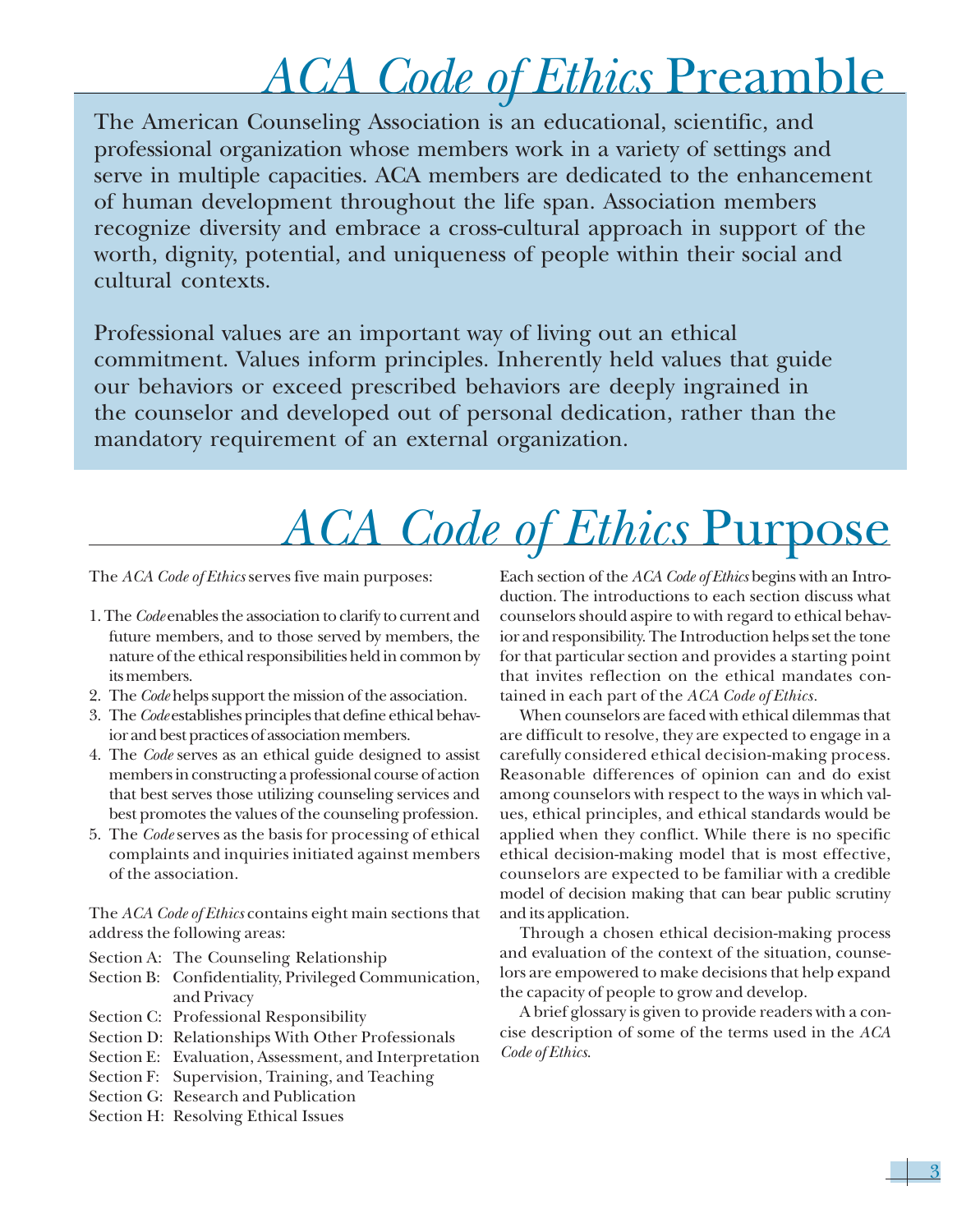# *ACA Code of Ethics* Preamble

The American Counseling Association is an educational, scientific, and professional organization whose members work in a variety of settings and serve in multiple capacities. ACA members are dedicated to the enhancement of human development throughout the life span. Association members recognize diversity and embrace a cross-cultural approach in support of the worth, dignity, potential, and uniqueness of people within their social and cultural contexts.

Professional values are an important way of living out an ethical commitment. Values inform principles. Inherently held values that guide our behaviors or exceed prescribed behaviors are deeply ingrained in the counselor and developed out of personal dedication, rather than the mandatory requirement of an external organization.

# *ACA Code of Ethics* Purpose

The *ACA Code of Ethics* serves five main purposes:

1. The *Code* enables the association to clarify to current and future members, and to those served by members, the nature of the ethical responsibilities held in common by its members.
2. The *Code* helps support the mission of the association.
3. The *Code* establishes principles that define ethical behavior and best practices of association members.
4. The *Code* serves as an ethical guide designed to assist members in constructing a professional course of action that best serves those utilizing counseling services and best promotes the values of the counseling profession.
5. The *Code* serves as the basis for processing of ethical complaints and inquiries initiated against members of the association.

The *ACA Code of Ethics* contains eight main sections that address the following areas:

Section A: The Counseling Relationship
Section B: Confidentiality, Privileged Communication, and Privacy
Section C: Professional Responsibility
Section D: Relationships With Other Professionals
Section E: Evaluation, Assessment, and Interpretation
Section F: Supervision, Training, and Teaching
Section G: Research and Publication
Section H: Resolving Ethical Issues

Each section of the *ACA Code of Ethics* begins with an Introduction. The introductions to each section discuss what counselors should aspire to with regard to ethical behavior and responsibility. The Introduction helps set the tone for that particular section and provides a starting point that invites reflection on the ethical mandates contained in each part of the *ACA Code of Ethics*.

When counselors are faced with ethical dilemmas that are difficult to resolve, they are expected to engage in a carefully considered ethical decision-making process. Reasonable differences of opinion can and do exist among counselors with respect to the ways in which values, ethical principles, and ethical standards would be applied when they conflict. While there is no specific ethical decision-making model that is most effective, counselors are expected to be familiar with a credible model of decision making that can bear public scrutiny and its application.

Through a chosen ethical decision-making process and evaluation of the context of the situation, counselors are empowered to make decisions that help expand the capacity of people to grow and develop.

A brief glossary is given to provide readers with a concise description of some of the terms used in the *ACA Code of Ethics*.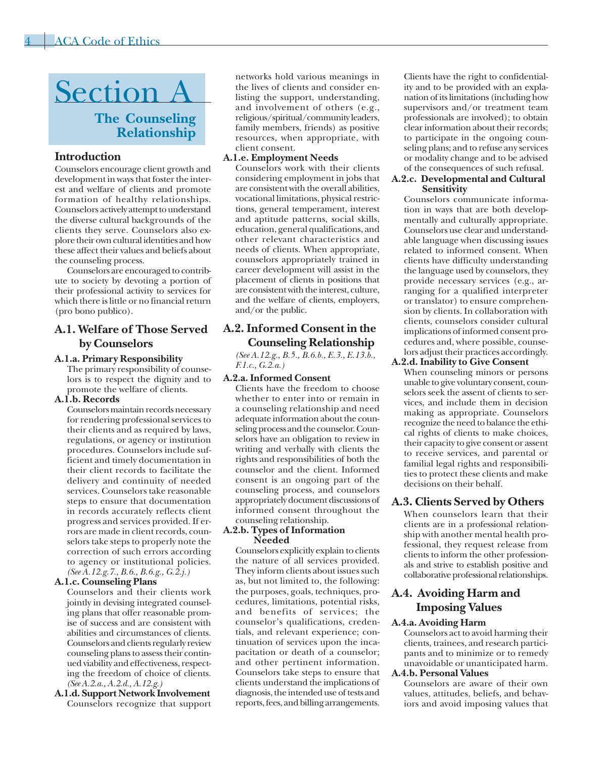# Section A

## The Counseling Relationship

### Introduction

Counselors encourage client growth and development in ways that foster the interest and welfare of clients and promote formation of healthy relationships. Counselors actively attempt to understand the diverse cultural backgrounds of the clients they serve. Counselors also explore their own cultural identities and how these affect their values and beliefs about the counseling process.

Counselors are encouraged to contribute to society by devoting a portion of their professional activity to services for which there is little or no financial return (pro bono publico).

### A.1. Welfare of Those Served by Counselors

**A.1.a. Primary Responsibility**

The primary responsibility of counselors is to respect the dignity and to promote the welfare of clients.

**A.1.b. Records**

Counselors maintain records necessary for rendering professional services to their clients and as required by laws, regulations, or agency or institution procedures. Counselors include sufficient and timely documentation in their client records to facilitate the delivery and continuity of needed services. Counselors take reasonable steps to ensure that documentation in records accurately reflects client progress and services provided. If errors are made in client records, counselors take steps to properly note the correction of such errors according to agency or institutional policies. *(See A.12.g.7., B.6., B.6.g., G.2.j.)*

**A.1.c. Counseling Plans**

Counselors and their clients work jointly in devising integrated counseling plans that offer reasonable promise of success and are consistent with abilities and circumstances of clients. Counselors and clients regularly review counseling plans to assess their continued viability and effectiveness, respecting the freedom of choice of clients. *(See A.2.a., A.2.d., A.12.g.)*

**A.1.d. Support Network Involvement**

Counselors recognize that support networks hold various meanings in the lives of clients and consider enlisting the support, understanding, and involvement of others (e.g., religious/spiritual/community leaders, family members, friends) as positive resources, when appropriate, with client consent.

**A.1.e. Employment Needs**

Counselors work with their clients considering employment in jobs that are consistent with the overall abilities, vocational limitations, physical restrictions, general temperament, interest and aptitude patterns, social skills, education, general qualifications, and other relevant characteristics and needs of clients. When appropriate, counselors appropriately trained in career development will assist in the placement of clients in positions that are consistent with the interest, culture, and the welfare of clients, employers, and/or the public.

### A.2. Informed Consent in the Counseling Relationship

*(See A.12.g., B.5., B.6.b., E.3., E.13.b., F.1.c., G.2.a.)*

**A.2.a. Informed Consent**

Clients have the freedom to choose whether to enter into or remain in a counseling relationship and need adequate information about the counseling process and the counselor. Counselors have an obligation to review in writing and verbally with clients the rights and responsibilities of both the counselor and the client. Informed consent is an ongoing part of the counseling process, and counselors appropriately document discussions of informed consent throughout the counseling relationship.

**A.2.b. Types of Information Needed**

Counselors explicitly explain to clients the nature of all services provided. They inform clients about issues such as, but not limited to, the following: the purposes, goals, techniques, procedures, limitations, potential risks, and benefits of services; the counselor's qualifications, credentials, and relevant experience; continuation of services upon the incapacitation or death of a counselor; and other pertinent information. Counselors take steps to ensure that clients understand the implications of diagnosis, the intended use of tests and reports, fees, and billing arrangements. Clients have the right to confidentiality and to be provided with an explanation of its limitations (including how supervisors and/or treatment team professionals are involved); to obtain clear information about their records; to participate in the ongoing counseling plans; and to refuse any services or modality change and to be advised of the consequences of such refusal.

**A.2.c. Developmental and Cultural Sensitivity**

Counselors communicate information in ways that are both developmentally and culturally appropriate. Counselors use clear and understandable language when discussing issues related to informed consent. When clients have difficulty understanding the language used by counselors, they provide necessary services (e.g., arranging for a qualified interpreter or translator) to ensure comprehension by clients. In collaboration with clients, counselors consider cultural implications of informed consent procedures and, where possible, counselors adjust their practices accordingly.

**A.2.d. Inability to Give Consent**

When counseling minors or persons unable to give voluntary consent, counselors seek the assent of clients to services, and include them in decision making as appropriate. Counselors recognize the need to balance the ethical rights of clients to make choices, their capacity to give consent or assent to receive services, and parental or familial legal rights and responsibilities to protect these clients and make decisions on their behalf.

### A.3. Clients Served by Others

When counselors learn that their clients are in a professional relationship with another mental health professional, they request release from clients to inform the other professionals and strive to establish positive and collaborative professional relationships.

### A.4. Avoiding Harm and Imposing Values

**A.4.a. Avoiding Harm**

Counselors act to avoid harming their clients, trainees, and research participants and to minimize or to remedy unavoidable or unanticipated harm.

**A.4.b. Personal Values**

Counselors are aware of their own values, attitudes, beliefs, and behaviors and avoid imposing values that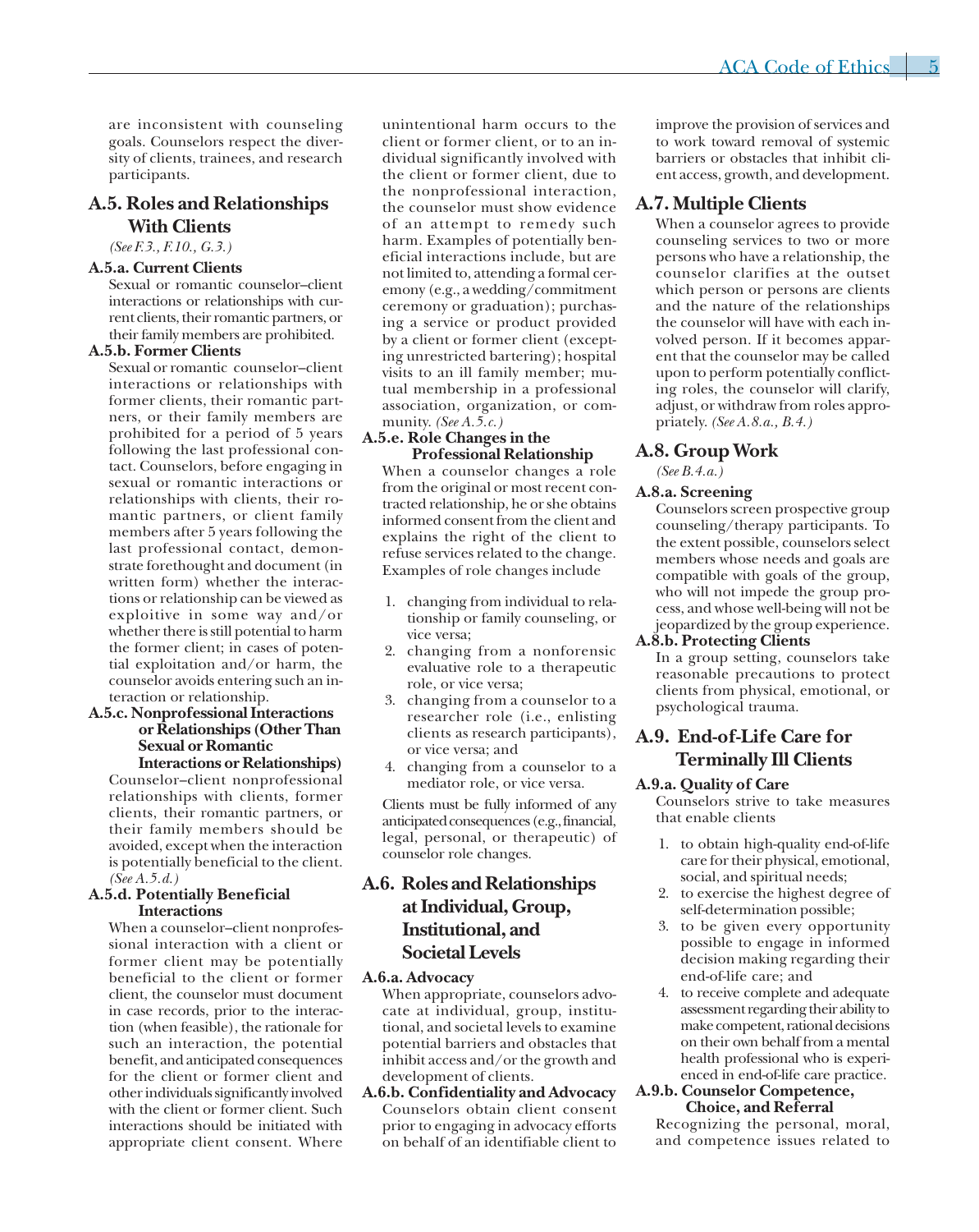are inconsistent with counseling goals. Counselors respect the diversity of clients, trainees, and research participants.

## A.5. Roles and Relationships With Clients

*(See F.3., F.10., G.3.)*

### A.5.a. Current Clients

Sexual or romantic counselor–client interactions or relationships with current clients, their romantic partners, or their family members are prohibited.

### A.5.b. Former Clients

Sexual or romantic counselor–client interactions or relationships with former clients, their romantic partners, or their family members are prohibited for a period of 5 years following the last professional contact. Counselors, before engaging in sexual or romantic interactions or relationships with clients, their romantic partners, or client family members after 5 years following the last professional contact, demonstrate forethought and document (in written form) whether the interactions or relationship can be viewed as exploitive in some way and/or whether there is still potential to harm the former client; in cases of potential exploitation and/or harm, the counselor avoids entering such an interaction or relationship.

### A.5.c. Nonprofessional Interactions or Relationships (Other Than Sexual or Romantic Interactions or Relationships)

Counselor–client nonprofessional relationships with clients, former clients, their romantic partners, or their family members should be avoided, except when the interaction is potentially beneficial to the client. *(See A.5.d.)*

### A.5.d. Potentially Beneficial Interactions

When a counselor–client nonprofessional interaction with a client or former client may be potentially beneficial to the client or former client, the counselor must document in case records, prior to the interaction (when feasible), the rationale for such an interaction, the potential benefit, and anticipated consequences for the client or former client and other individuals significantly involved with the client or former client. Such interactions should be initiated with appropriate client consent. Where unintentional harm occurs to the client or former client, or to an individual significantly involved with the client or former client, due to the nonprofessional interaction, the counselor must show evidence of an attempt to remedy such harm. Examples of potentially beneficial interactions include, but are not limited to, attending a formal ceremony (e.g., a wedding/commitment ceremony or graduation); purchasing a service or product provided by a client or former client (excepting unrestricted bartering); hospital visits to an ill family member; mutual membership in a professional association, organization, or community. *(See A.5.c.)*

### A.5.e. Role Changes in the Professional Relationship

When a counselor changes a role from the original or most recent contracted relationship, he or she obtains informed consent from the client and explains the right of the client to refuse services related to the change. Examples of role changes include

1. changing from individual to relationship or family counseling, or vice versa;
2. changing from a nonforensic evaluative role to a therapeutic role, or vice versa;
3. changing from a counselor to a researcher role (i.e., enlisting clients as research participants), or vice versa; and
4. changing from a counselor to a mediator role, or vice versa.

Clients must be fully informed of any anticipated consequences (e.g., financial, legal, personal, or therapeutic) of counselor role changes.

## A.6. Roles and Relationships at Individual, Group, Institutional, and Societal Levels

### A.6.a. Advocacy

When appropriate, counselors advocate at individual, group, institutional, and societal levels to examine potential barriers and obstacles that inhibit access and/or the growth and development of clients.

### A.6.b. Confidentiality and Advocacy

Counselors obtain client consent prior to engaging in advocacy efforts on behalf of an identifiable client to improve the provision of services and to work toward removal of systemic barriers or obstacles that inhibit client access, growth, and development.

## A.7. Multiple Clients

When a counselor agrees to provide counseling services to two or more persons who have a relationship, the counselor clarifies at the outset which person or persons are clients and the nature of the relationships the counselor will have with each involved person. If it becomes apparent that the counselor may be called upon to perform potentially conflicting roles, the counselor will clarify, adjust, or withdraw from roles appropriately. *(See A.8.a., B.4.)*

## A.8. Group Work

*(See B.4.a.)*

### A.8.a. Screening

Counselors screen prospective group counseling/therapy participants. To the extent possible, counselors select members whose needs and goals are compatible with goals of the group, who will not impede the group process, and whose well-being will not be jeopardized by the group experience.

### A.8.b. Protecting Clients

In a group setting, counselors take reasonable precautions to protect clients from physical, emotional, or psychological trauma.

## A.9. End-of-Life Care for Terminally Ill Clients

### A.9.a. Quality of Care

Counselors strive to take measures that enable clients

1. to obtain high-quality end-of-life care for their physical, emotional, social, and spiritual needs;
2. to exercise the highest degree of self-determination possible;
3. to be given every opportunity possible to engage in informed decision making regarding their end-of-life care; and
4. to receive complete and adequate assessment regarding their ability to make competent, rational decisions on their own behalf from a mental health professional who is experienced in end-of-life care practice.

### A.9.b. Counselor Competence, Choice, and Referral

Recognizing the personal, moral, and competence issues related to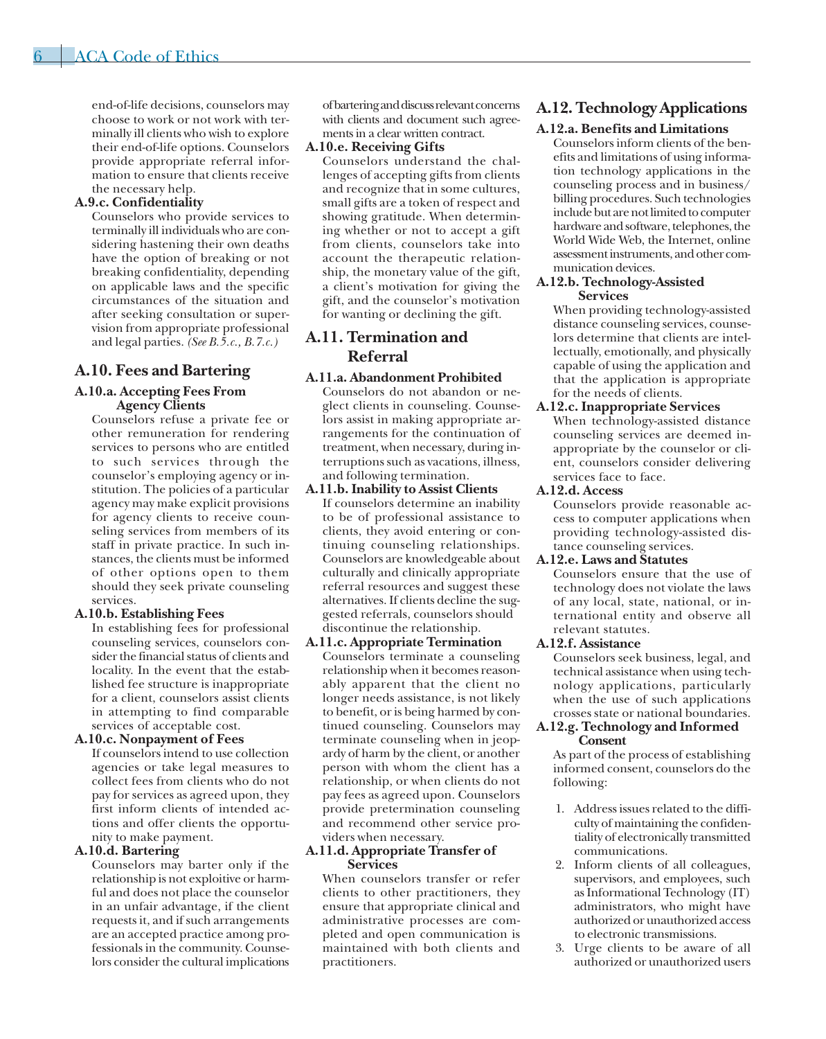end-of-life decisions, counselors may choose to work or not work with terminally ill clients who wish to explore their end-of-life options. Counselors provide appropriate referral information to ensure that clients receive the necessary help.

**A.9.c. Confidentiality**

Counselors who provide services to terminally ill individuals who are considering hastening their own deaths have the option of breaking or not breaking confidentiality, depending on applicable laws and the specific circumstances of the situation and after seeking consultation or supervision from appropriate professional and legal parties. *(See B.5.c., B.7.c.)*

## A.10. Fees and Bartering

**A.10.a. Accepting Fees From Agency Clients**

Counselors refuse a private fee or other remuneration for rendering services to persons who are entitled to such services through the counselor's employing agency or institution. The policies of a particular agency may make explicit provisions for agency clients to receive counseling services from members of its staff in private practice. In such instances, the clients must be informed of other options open to them should they seek private counseling services.

**A.10.b. Establishing Fees**

In establishing fees for professional counseling services, counselors consider the financial status of clients and locality. In the event that the established fee structure is inappropriate for a client, counselors assist clients in attempting to find comparable services of acceptable cost.

**A.10.c. Nonpayment of Fees**

If counselors intend to use collection agencies or take legal measures to collect fees from clients who do not pay for services as agreed upon, they first inform clients of intended actions and offer clients the opportunity to make payment.

**A.10.d. Bartering**

Counselors may barter only if the relationship is not exploitive or harmful and does not place the counselor in an unfair advantage, if the client requests it, and if such arrangements are an accepted practice among professionals in the community. Counselors consider the cultural implications of bartering and discuss relevant concerns with clients and document such agreements in a clear written contract.

**A.10.e. Receiving Gifts**

Counselors understand the challenges of accepting gifts from clients and recognize that in some cultures, small gifts are a token of respect and showing gratitude. When determining whether or not to accept a gift from clients, counselors take into account the therapeutic relationship, the monetary value of the gift, a client's motivation for giving the gift, and the counselor's motivation for wanting or declining the gift.

## A.11. Termination and Referral

**A.11.a. Abandonment Prohibited**

Counselors do not abandon or neglect clients in counseling. Counselors assist in making appropriate arrangements for the continuation of treatment, when necessary, during interruptions such as vacations, illness, and following termination.

**A.11.b. Inability to Assist Clients**

If counselors determine an inability to be of professional assistance to clients, they avoid entering or continuing counseling relationships. Counselors are knowledgeable about culturally and clinically appropriate referral resources and suggest these alternatives. If clients decline the suggested referrals, counselors should discontinue the relationship.

**A.11.c. Appropriate Termination**

Counselors terminate a counseling relationship when it becomes reasonably apparent that the client no longer needs assistance, is not likely to benefit, or is being harmed by continued counseling. Counselors may terminate counseling when in jeopardy of harm by the client, or another person with whom the client has a relationship, or when clients do not pay fees as agreed upon. Counselors provide pretermination counseling and recommend other service providers when necessary.

**A.11.d. Appropriate Transfer of Services**

When counselors transfer or refer clients to other practitioners, they ensure that appropriate clinical and administrative processes are completed and open communication is maintained with both clients and practitioners.

## A.12. Technology Applications

**A.12.a. Benefits and Limitations**

Counselors inform clients of the benefits and limitations of using information technology applications in the counseling process and in business/billing procedures. Such technologies include but are not limited to computer hardware and software, telephones, the World Wide Web, the Internet, online assessment instruments, and other communication devices.

**A.12.b. Technology-Assisted Services**

When providing technology-assisted distance counseling services, counselors determine that clients are intellectually, emotionally, and physically capable of using the application and that the application is appropriate for the needs of clients.

**A.12.c. Inappropriate Services**

When technology-assisted distance counseling services are deemed inappropriate by the counselor or client, counselors consider delivering services face to face.

**A.12.d. Access**

Counselors provide reasonable access to computer applications when providing technology-assisted distance counseling services.

**A.12.e. Laws and Statutes**

Counselors ensure that the use of technology does not violate the laws of any local, state, national, or international entity and observe all relevant statutes.

**A.12.f. Assistance**

Counselors seek business, legal, and technical assistance when using technology applications, particularly when the use of such applications crosses state or national boundaries.

**A.12.g. Technology and Informed Consent**

As part of the process of establishing informed consent, counselors do the following:

1. Address issues related to the difficulty of maintaining the confidentiality of electronically transmitted communications.
2. Inform clients of all colleagues, supervisors, and employees, such as Informational Technology (IT) administrators, who might have authorized or unauthorized access to electronic transmissions.
3. Urge clients to be aware of all authorized or unauthorized users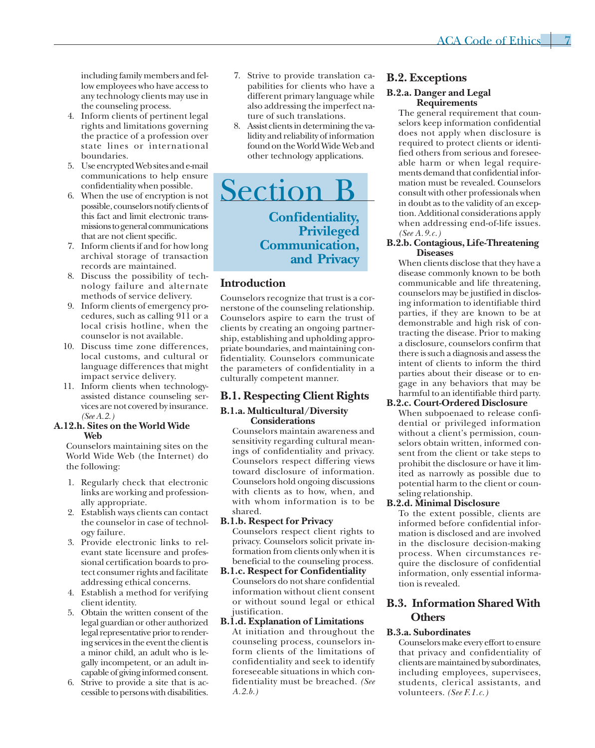including family members and fellow employees who have access to any technology clients may use in the counseling process.

4. Inform clients of pertinent legal rights and limitations governing the practice of a profession over state lines or international boundaries.
5. Use encrypted Web sites and e-mail communications to help ensure confidentiality when possible.
6. When the use of encryption is not possible, counselors notify clients of this fact and limit electronic transmissions to general communications that are not client specific.
7. Inform clients if and for how long archival storage of transaction records are maintained.
8. Discuss the possibility of technology failure and alternate methods of service delivery.
9. Inform clients of emergency procedures, such as calling 911 or a local crisis hotline, when the counselor is not available.
10. Discuss time zone differences, local customs, and cultural or language differences that might impact service delivery.
11. Inform clients when technology-assisted distance counseling services are not covered by insurance. *(See A.2.)*

### A.12.h. Sites on the World Wide Web

Counselors maintaining sites on the World Wide Web (the Internet) do the following:

1. Regularly check that electronic links are working and professionally appropriate.
2. Establish ways clients can contact the counselor in case of technology failure.
3. Provide electronic links to relevant state licensure and professional certification boards to protect consumer rights and facilitate addressing ethical concerns.
4. Establish a method for verifying client identity.
5. Obtain the written consent of the legal guardian or other authorized legal representative prior to rendering services in the event the client is a minor child, an adult who is legally incompetent, or an adult incapable of giving informed consent.
6. Strive to provide a site that is accessible to persons with disabilities.
7. Strive to provide translation capabilities for clients who have a different primary language while also addressing the imperfect nature of such translations.
8. Assist clients in determining the validity and reliability of information found on the World Wide Web and other technology applications.

# Section B

## Confidentiality, Privileged Communication, and Privacy

## Introduction

Counselors recognize that trust is a cornerstone of the counseling relationship. Counselors aspire to earn the trust of clients by creating an ongoing partnership, establishing and upholding appropriate boundaries, and maintaining confidentiality. Counselors communicate the parameters of confidentiality in a culturally competent manner.

## B.1. Respecting Client Rights

### B.1.a. Multicultural/Diversity Considerations

Counselors maintain awareness and sensitivity regarding cultural meanings of confidentiality and privacy. Counselors respect differing views toward disclosure of information. Counselors hold ongoing discussions with clients as to how, when, and with whom information is to be shared.

### B.1.b. Respect for Privacy

Counselors respect client rights to privacy. Counselors solicit private information from clients only when it is beneficial to the counseling process.

### B.1.c. Respect for Confidentiality

Counselors do not share confidential information without client consent or without sound legal or ethical justification.

### B.1.d. Explanation of Limitations

At initiation and throughout the counseling process, counselors inform clients of the limitations of confidentiality and seek to identify foreseeable situations in which confidentiality must be breached. *(See A.2.b.)*

## B.2. Exceptions

### B.2.a. Danger and Legal Requirements

The general requirement that counselors keep information confidential does not apply when disclosure is required to protect clients or identified others from serious and foreseeable harm or when legal requirements demand that confidential information must be revealed. Counselors consult with other professionals when in doubt as to the validity of an exception. Additional considerations apply when addressing end-of-life issues. *(See A.9.c.)*

### B.2.b. Contagious, Life-Threatening Diseases

When clients disclose that they have a disease commonly known to be both communicable and life threatening, counselors may be justified in disclosing information to identifiable third parties, if they are known to be at demonstrable and high risk of contracting the disease. Prior to making a disclosure, counselors confirm that there is such a diagnosis and assess the intent of clients to inform the third parties about their disease or to engage in any behaviors that may be harmful to an identifiable third party.

### B.2.c. Court-Ordered Disclosure

When subpoenaed to release confidential or privileged information without a client's permission, counselors obtain written, informed consent from the client or take steps to prohibit the disclosure or have it limited as narrowly as possible due to potential harm to the client or counseling relationship.

### B.2.d. Minimal Disclosure

To the extent possible, clients are informed before confidential information is disclosed and are involved in the disclosure decision-making process. When circumstances require the disclosure of confidential information, only essential information is revealed.

## B.3. Information Shared With Others

### B.3.a. Subordinates

Counselors make every effort to ensure that privacy and confidentiality of clients are maintained by subordinates, including employees, supervisees, students, clerical assistants, and volunteers. *(See F.1.c.)*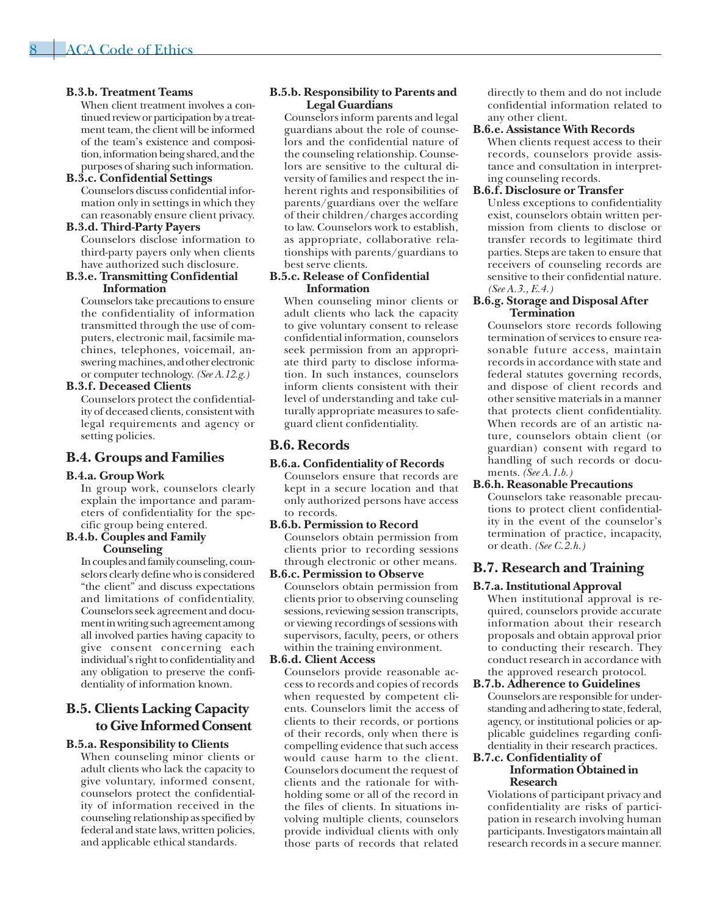#### B.3.b. Treatment Teams

When client treatment involves a continued review or participation by a treatment team, the client will be informed of the team's existence and composition, information being shared, and the purposes of sharing such information.

#### B.3.c. Confidential Settings

Counselors discuss confidential information only in settings in which they can reasonably ensure client privacy.

#### B.3.d. Third-Party Payers

Counselors disclose information to third-party payers only when clients have authorized such disclosure.

#### B.3.e. Transmitting Confidential Information

Counselors take precautions to ensure the confidentiality of information transmitted through the use of computers, electronic mail, facsimile machines, telephones, voicemail, answering machines, and other electronic or computer technology. *(See A.12.g.)*

#### B.3.f. Deceased Clients

Counselors protect the confidentiality of deceased clients, consistent with legal requirements and agency or setting policies.

### B.4. Groups and Families

#### B.4.a. Group Work

In group work, counselors clearly explain the importance and parameters of confidentiality for the specific group being entered.

#### B.4.b. Couples and Family Counseling

In couples and family counseling, counselors clearly define who is considered "the client" and discuss expectations and limitations of confidentiality. Counselors seek agreement and document in writing such agreement among all involved parties having capacity to give consent concerning each individual's right to confidentiality and any obligation to preserve the confidentiality of information known.

### B.5. Clients Lacking Capacity to Give Informed Consent

#### B.5.a. Responsibility to Clients

When counseling minor clients or adult clients who lack the capacity to give voluntary, informed consent, counselors protect the confidentiality of information received in the counseling relationship as specified by federal and state laws, written policies, and applicable ethical standards.

#### B.5.b. Responsibility to Parents and Legal Guardians

Counselors inform parents and legal guardians about the role of counselors and the confidential nature of the counseling relationship. Counselors are sensitive to the cultural diversity of families and respect the inherent rights and responsibilities of parents/guardians over the welfare of their children/charges according to law. Counselors work to establish, as appropriate, collaborative relationships with parents/guardians to best serve clients.

#### B.5.c. Release of Confidential Information

When counseling minor clients or adult clients who lack the capacity to give voluntary consent to release confidential information, counselors seek permission from an appropriate third party to disclose information. In such instances, counselors inform clients consistent with their level of understanding and take culturally appropriate measures to safeguard client confidentiality.

### B.6. Records

#### B.6.a. Confidentiality of Records

Counselors ensure that records are kept in a secure location and that only authorized persons have access to records.

#### B.6.b. Permission to Record

Counselors obtain permission from clients prior to recording sessions through electronic or other means.

#### B.6.c. Permission to Observe

Counselors obtain permission from clients prior to observing counseling sessions, reviewing session transcripts, or viewing recordings of sessions with supervisors, faculty, peers, or others within the training environment.

#### B.6.d. Client Access

Counselors provide reasonable access to records and copies of records when requested by competent clients. Counselors limit the access of clients to their records, or portions of their records, only when there is compelling evidence that such access would cause harm to the client. Counselors document the request of clients and the rationale for withholding some or all of the record in the files of clients. In situations involving multiple clients, counselors provide individual clients with only those parts of records that related directly to them and do not include confidential information related to any other client.

#### B.6.e. Assistance With Records

When clients request access to their records, counselors provide assistance and consultation in interpreting counseling records.

#### B.6.f. Disclosure or Transfer

Unless exceptions to confidentiality exist, counselors obtain written permission from clients to disclose or transfer records to legitimate third parties. Steps are taken to ensure that receivers of counseling records are sensitive to their confidential nature. *(See A.3., E.4.)*

#### B.6.g. Storage and Disposal After Termination

Counselors store records following termination of services to ensure reasonable future access, maintain records in accordance with state and federal statutes governing records, and dispose of client records and other sensitive materials in a manner that protects client confidentiality. When records are of an artistic nature, counselors obtain client (or guardian) consent with regard to handling of such records or documents. *(See A.1.b.)*

#### B.6.h. Reasonable Precautions

Counselors take reasonable precautions to protect client confidentiality in the event of the counselor's termination of practice, incapacity, or death. *(See C.2.h.)*

### B.7. Research and Training

#### B.7.a. Institutional Approval

When institutional approval is required, counselors provide accurate information about their research proposals and obtain approval prior to conducting their research. They conduct research in accordance with the approved research protocol.

#### B.7.b. Adherence to Guidelines

Counselors are responsible for understanding and adhering to state, federal, agency, or institutional policies or applicable guidelines regarding confidentiality in their research practices.

#### B.7.c. Confidentiality of Information Obtained in Research

Violations of participant privacy and confidentiality are risks of participation in research involving human participants. Investigators maintain all research records in a secure manner.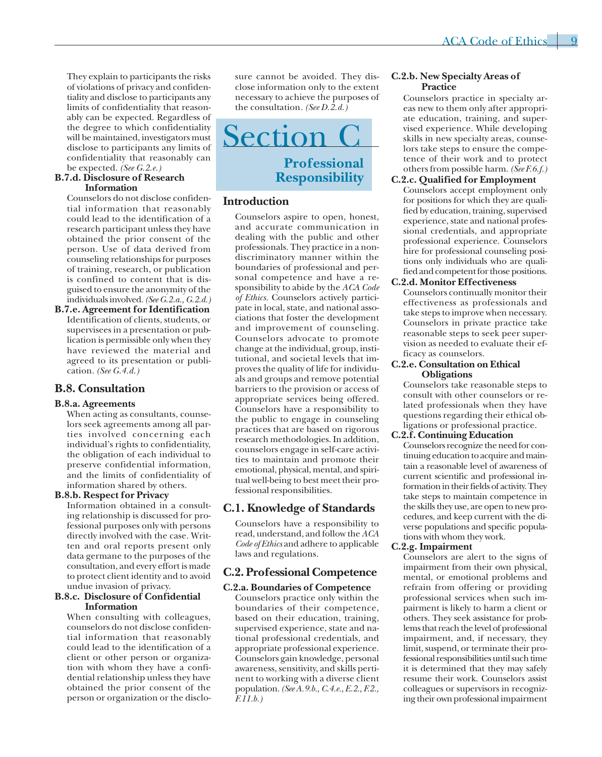They explain to participants the risks of violations of privacy and confidentiality and disclose to participants any limits of confidentiality that reasonably can be expected. Regardless of the degree to which confidentiality will be maintained, investigators must disclose to participants any limits of confidentiality that reasonably can be expected. *(See G.2.e.)*

**B.7.d. Disclosure of Research Information**

Counselors do not disclose confidential information that reasonably could lead to the identification of a research participant unless they have obtained the prior consent of the person. Use of data derived from counseling relationships for purposes of training, research, or publication is confined to content that is disguised to ensure the anonymity of the individuals involved. *(See G.2.a., G.2.d.)*

**B.7.e. Agreement for Identification**

Identification of clients, students, or supervisees in a presentation or publication is permissible only when they have reviewed the material and agreed to its presentation or publication. *(See G.4.d.)*

## B.8. Consultation

**B.8.a. Agreements**

When acting as consultants, counselors seek agreements among all parties involved concerning each individual's rights to confidentiality, the obligation of each individual to preserve confidential information, and the limits of confidentiality of information shared by others.

**B.8.b. Respect for Privacy**

Information obtained in a consulting relationship is discussed for professional purposes only with persons directly involved with the case. Written and oral reports present only data germane to the purposes of the consultation, and every effort is made to protect client identity and to avoid undue invasion of privacy.

**B.8.c. Disclosure of Confidential Information**

When consulting with colleagues, counselors do not disclose confidential information that reasonably could lead to the identification of a client or other person or organization with whom they have a confidential relationship unless they have obtained the prior consent of the person or organization or the disclosure cannot be avoided. They disclose information only to the extent necessary to achieve the purposes of the consultation. *(See D.2.d.)*

# Section C

## Professional Responsibility

## Introduction

Counselors aspire to open, honest, and accurate communication in dealing with the public and other professionals. They practice in a nondiscriminatory manner within the boundaries of professional and personal competence and have a responsibility to abide by the *ACA Code of Ethics*. Counselors actively participate in local, state, and national associations that foster the development and improvement of counseling. Counselors advocate to promote change at the individual, group, institutional, and societal levels that improves the quality of life for individuals and groups and remove potential barriers to the provision or access of appropriate services being offered. Counselors have a responsibility to the public to engage in counseling practices that are based on rigorous research methodologies. In addition, counselors engage in self-care activities to maintain and promote their emotional, physical, mental, and spiritual well-being to best meet their professional responsibilities.

## C.1. Knowledge of Standards

Counselors have a responsibility to read, understand, and follow the *ACA Code of Ethics* and adhere to applicable laws and regulations.

## C.2. Professional Competence

**C.2.a. Boundaries of Competence**

Counselors practice only within the boundaries of their competence, based on their education, training, supervised experience, state and national professional credentials, and appropriate professional experience. Counselors gain knowledge, personal awareness, sensitivity, and skills pertinent to working with a diverse client population. *(See A.9.b., C.4.e., E.2., F.2., F.11.b.)*

**C.2.b. New Specialty Areas of Practice**

Counselors practice in specialty areas new to them only after appropriate education, training, and supervised experience. While developing skills in new specialty areas, counselors take steps to ensure the competence of their work and to protect others from possible harm. *(See F.6.f.)*

**C.2.c. Qualified for Employment**

Counselors accept employment only for positions for which they are qualified by education, training, supervised experience, state and national professional credentials, and appropriate professional experience. Counselors hire for professional counseling positions only individuals who are qualified and competent for those positions.

**C.2.d. Monitor Effectiveness**

Counselors continually monitor their effectiveness as professionals and take steps to improve when necessary. Counselors in private practice take reasonable steps to seek peer supervision as needed to evaluate their efficacy as counselors.

**C.2.e. Consultation on Ethical Obligations**

Counselors take reasonable steps to consult with other counselors or related professionals when they have questions regarding their ethical obligations or professional practice.

**C.2.f. Continuing Education**

Counselors recognize the need for continuing education to acquire and maintain a reasonable level of awareness of current scientific and professional information in their fields of activity. They take steps to maintain competence in the skills they use, are open to new procedures, and keep current with the diverse populations and specific populations with whom they work.

**C.2.g. Impairment**

Counselors are alert to the signs of impairment from their own physical, mental, or emotional problems and refrain from offering or providing professional services when such impairment is likely to harm a client or others. They seek assistance for problems that reach the level of professional impairment, and, if necessary, they limit, suspend, or terminate their professional responsibilities until such time it is determined that they may safely resume their work. Counselors assist colleagues or supervisors in recognizing their own professional impairment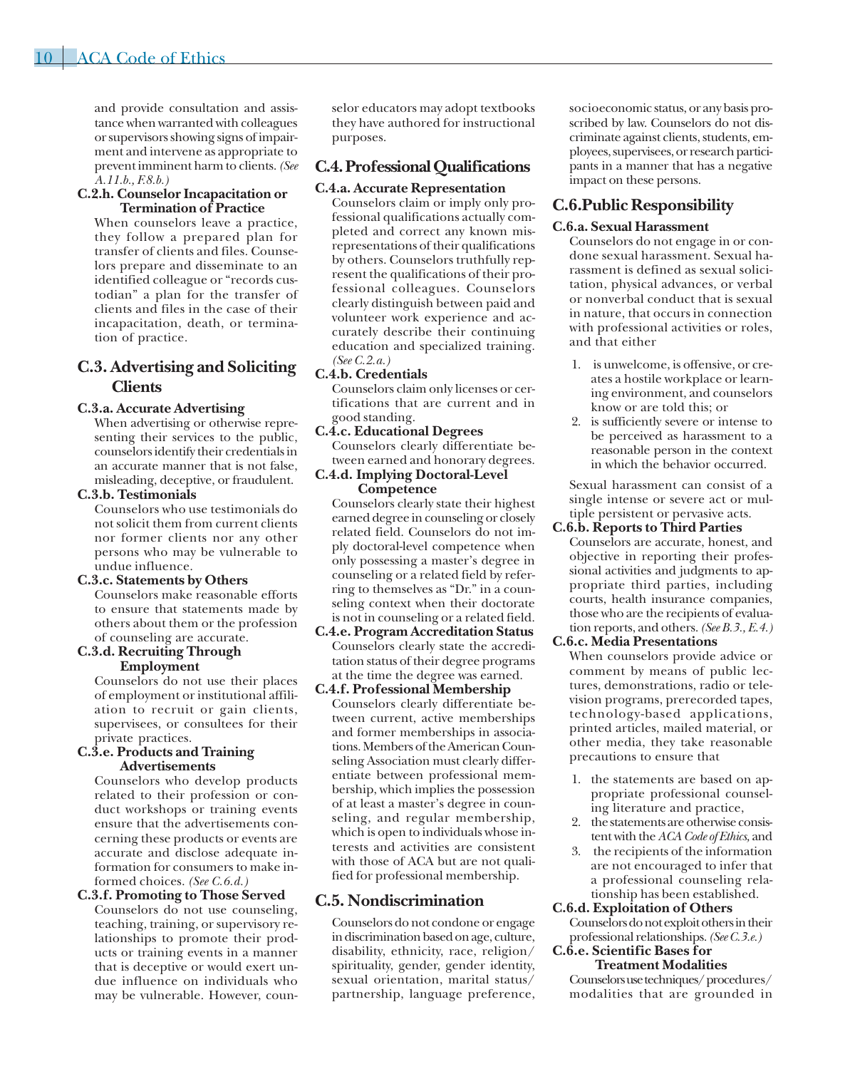and provide consultation and assistance when warranted with colleagues or supervisors showing signs of impairment and intervene as appropriate to prevent imminent harm to clients. *(See A.11.b., F.8.b.)*

**C.2.h. Counselor Incapacitation or Termination of Practice**

When counselors leave a practice, they follow a prepared plan for transfer of clients and files. Counselors prepare and disseminate to an identified colleague or "records custodian" a plan for the transfer of clients and files in the case of their incapacitation, death, or termination of practice.

## C.3. Advertising and Soliciting Clients

**C.3.a. Accurate Advertising**

When advertising or otherwise representing their services to the public, counselors identify their credentials in an accurate manner that is not false, misleading, deceptive, or fraudulent.

**C.3.b. Testimonials**

Counselors who use testimonials do not solicit them from current clients nor former clients nor any other persons who may be vulnerable to undue influence.

**C.3.c. Statements by Others**

Counselors make reasonable efforts to ensure that statements made by others about them or the profession of counseling are accurate.

**C.3.d. Recruiting Through Employment**

Counselors do not use their places of employment or institutional affiliation to recruit or gain clients, supervisees, or consultees for their private practices.

**C.3.e. Products and Training Advertisements**

Counselors who develop products related to their profession or conduct workshops or training events ensure that the advertisements concerning these products or events are accurate and disclose adequate information for consumers to make informed choices. *(See C.6.d.)*

**C.3.f. Promoting to Those Served**

Counselors do not use counseling, teaching, training, or supervisory relationships to promote their products or training events in a manner that is deceptive or would exert undue influence on individuals who may be vulnerable. However, counselor educators may adopt textbooks they have authored for instructional purposes.

## C.4. Professional Qualifications

**C.4.a. Accurate Representation**

Counselors claim or imply only professional qualifications actually completed and correct any known misrepresentations of their qualifications by others. Counselors truthfully represent the qualifications of their professional colleagues. Counselors clearly distinguish between paid and volunteer work experience and accurately describe their continuing education and specialized training. *(See C.2.a.)*

**C.4.b. Credentials**

Counselors claim only licenses or certifications that are current and in good standing.

**C.4.c. Educational Degrees**

Counselors clearly differentiate between earned and honorary degrees.

**C.4.d. Implying Doctoral-Level Competence**

Counselors clearly state their highest earned degree in counseling or closely related field. Counselors do not imply doctoral-level competence when only possessing a master's degree in counseling or a related field by referring to themselves as "Dr." in a counseling context when their doctorate is not in counseling or a related field.

**C.4.e. Program Accreditation Status**

Counselors clearly state the accreditation status of their degree programs at the time the degree was earned.

**C.4.f. Professional Membership**

Counselors clearly differentiate between current, active memberships and former memberships in associations. Members of the American Counseling Association must clearly differentiate between professional membership, which implies the possession of at least a master's degree in counseling, and regular membership, which is open to individuals whose interests and activities are consistent with those of ACA but are not qualified for professional membership.

## C.5. Nondiscrimination

Counselors do not condone or engage in discrimination based on age, culture, disability, ethnicity, race, religion/spirituality, gender, gender identity, sexual orientation, marital status/partnership, language preference, socioeconomic status, or any basis proscribed by law. Counselors do not discriminate against clients, students, employees, supervisees, or research participants in a manner that has a negative impact on these persons.

## C.6. Public Responsibility

**C.6.a. Sexual Harassment**

Counselors do not engage in or condone sexual harassment. Sexual harassment is defined as sexual solicitation, physical advances, or verbal or nonverbal conduct that is sexual in nature, that occurs in connection with professional activities or roles, and that either

1. is unwelcome, is offensive, or creates a hostile workplace or learning environment, and counselors know or are told this; or
2. is sufficiently severe or intense to be perceived as harassment to a reasonable person in the context in which the behavior occurred.

Sexual harassment can consist of a single intense or severe act or multiple persistent or pervasive acts.

**C.6.b. Reports to Third Parties**

Counselors are accurate, honest, and objective in reporting their professional activities and judgments to appropriate third parties, including courts, health insurance companies, those who are the recipients of evaluation reports, and others. *(See B.3., E.4.)*

**C.6.c. Media Presentations**

When counselors provide advice or comment by means of public lectures, demonstrations, radio or television programs, prerecorded tapes, technology-based applications, printed articles, mailed material, or other media, they take reasonable precautions to ensure that

1. the statements are based on appropriate professional counseling literature and practice,
2. the statements are otherwise consistent with the *ACA Code of Ethics*, and
3. the recipients of the information are not encouraged to infer that a professional counseling relationship has been established.

**C.6.d. Exploitation of Others**

Counselors do not exploit others in their professional relationships. *(See C.3.e.)*

**C.6.e. Scientific Bases for Treatment Modalities**

Counselors use techniques/procedures/modalities that are grounded in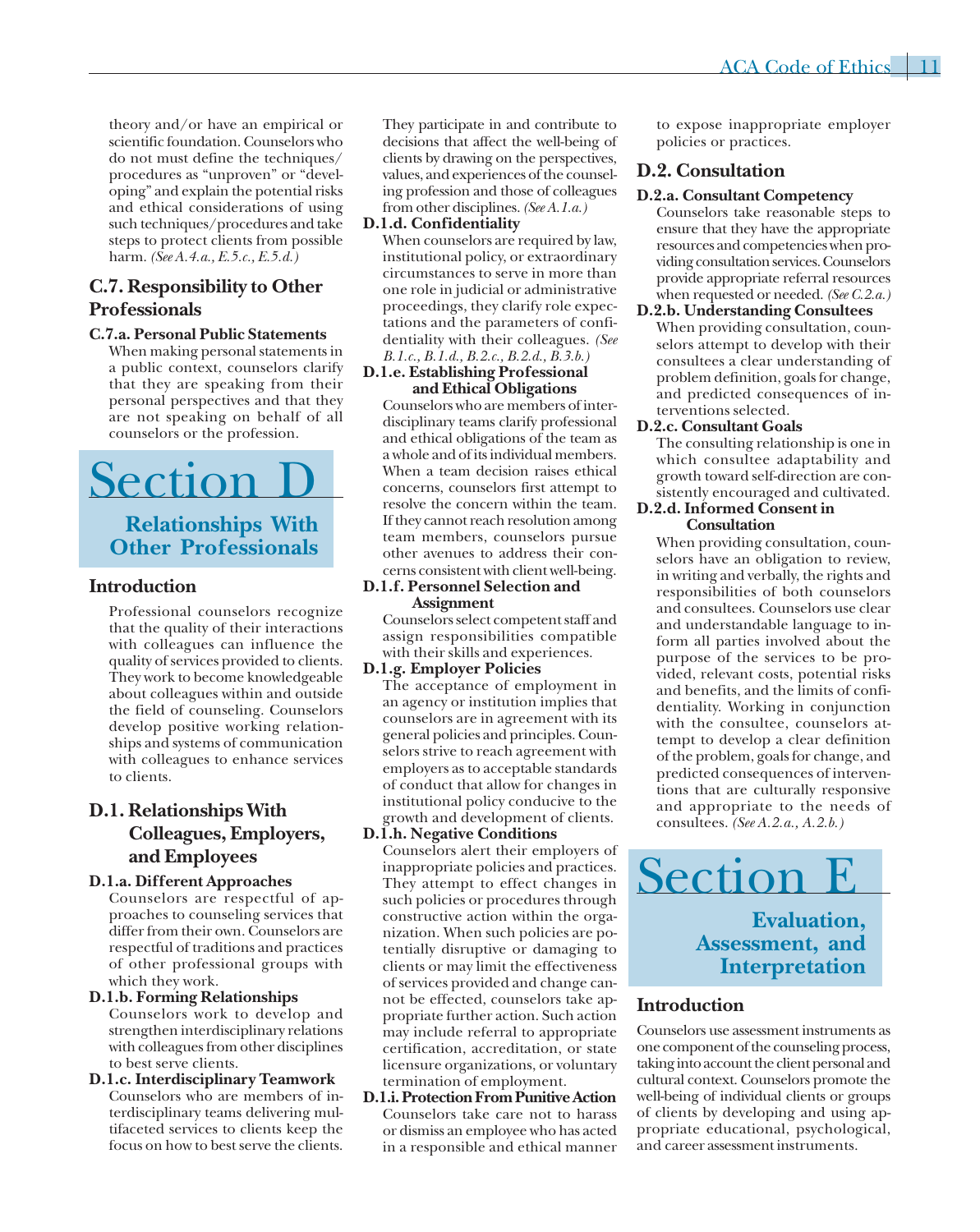theory and/or have an empirical or scientific foundation. Counselors who do not must define the techniques/procedures as "unproven" or "developing" and explain the potential risks and ethical considerations of using such techniques/procedures and take steps to protect clients from possible harm. *(See A.4.a., E.5.c., E.5.d.)*

## C.7. Responsibility to Other Professionals

**C.7.a. Personal Public Statements**

When making personal statements in a public context, counselors clarify that they are speaking from their personal perspectives and that they are not speaking on behalf of all counselors or the profession.

# Section D

## Relationships With Other Professionals

### Introduction

Professional counselors recognize that the quality of their interactions with colleagues can influence the quality of services provided to clients. They work to become knowledgeable about colleagues within and outside the field of counseling. Counselors develop positive working relationships and systems of communication with colleagues to enhance services to clients.

## D.1. Relationships With Colleagues, Employers, and Employees

**D.1.a. Different Approaches**

Counselors are respectful of approaches to counseling services that differ from their own. Counselors are respectful of traditions and practices of other professional groups with which they work.

**D.1.b. Forming Relationships**

Counselors work to develop and strengthen interdisciplinary relations with colleagues from other disciplines to best serve clients.

**D.1.c. Interdisciplinary Teamwork**

Counselors who are members of interdisciplinary teams delivering multifaceted services to clients keep the focus on how to best serve the clients. They participate in and contribute to decisions that affect the well-being of clients by drawing on the perspectives, values, and experiences of the counseling profession and those of colleagues from other disciplines. *(See A.1.a.)*

**D.1.d. Confidentiality**

When counselors are required by law, institutional policy, or extraordinary circumstances to serve in more than one role in judicial or administrative proceedings, they clarify role expectations and the parameters of confidentiality with their colleagues. *(See B.1.c., B.1.d., B.2.c., B.2.d., B.3.b.)*

**D.1.e. Establishing Professional and Ethical Obligations**

Counselors who are members of interdisciplinary teams clarify professional and ethical obligations of the team as a whole and of its individual members. When a team decision raises ethical concerns, counselors first attempt to resolve the concern within the team. If they cannot reach resolution among team members, counselors pursue other avenues to address their concerns consistent with client well-being.

**D.1.f. Personnel Selection and Assignment**

Counselors select competent staff and assign responsibilities compatible with their skills and experiences.

**D.1.g. Employer Policies**

The acceptance of employment in an agency or institution implies that counselors are in agreement with its general policies and principles. Counselors strive to reach agreement with employers as to acceptable standards of conduct that allow for changes in institutional policy conducive to the growth and development of clients.

**D.1.h. Negative Conditions**

Counselors alert their employers of inappropriate policies and practices. They attempt to effect changes in such policies or procedures through constructive action within the organization. When such policies are potentially disruptive or damaging to clients or may limit the effectiveness of services provided and change cannot be effected, counselors take appropriate further action. Such action may include referral to appropriate certification, accreditation, or state licensure organizations, or voluntary termination of employment.

**D.1.i. Protection From Punitive Action**

Counselors take care not to harass or dismiss an employee who has acted in a responsible and ethical manner to expose inappropriate employer policies or practices.

## D.2. Consultation

**D.2.a. Consultant Competency**

Counselors take reasonable steps to ensure that they have the appropriate resources and competencies when providing consultation services. Counselors provide appropriate referral resources when requested or needed. *(See C.2.a.)*

**D.2.b. Understanding Consultees**

When providing consultation, counselors attempt to develop with their consultees a clear understanding of problem definition, goals for change, and predicted consequences of interventions selected.

**D.2.c. Consultant Goals**

The consulting relationship is one in which consultee adaptability and growth toward self-direction are consistently encouraged and cultivated.

**D.2.d. Informed Consent in Consultation**

When providing consultation, counselors have an obligation to review, in writing and verbally, the rights and responsibilities of both counselors and consultees. Counselors use clear and understandable language to inform all parties involved about the purpose of the services to be provided, relevant costs, potential risks and benefits, and the limits of confidentiality. Working in conjunction with the consultee, counselors attempt to develop a clear definition of the problem, goals for change, and predicted consequences of interventions that are culturally responsive and appropriate to the needs of consultees. *(See A.2.a., A.2.b.)*

# Section E

## Evaluation, Assessment, and Interpretation

### Introduction

Counselors use assessment instruments as one component of the counseling process, taking into account the client personal and cultural context. Counselors promote the well-being of individual clients or groups of clients by developing and using appropriate educational, psychological, and career assessment instruments.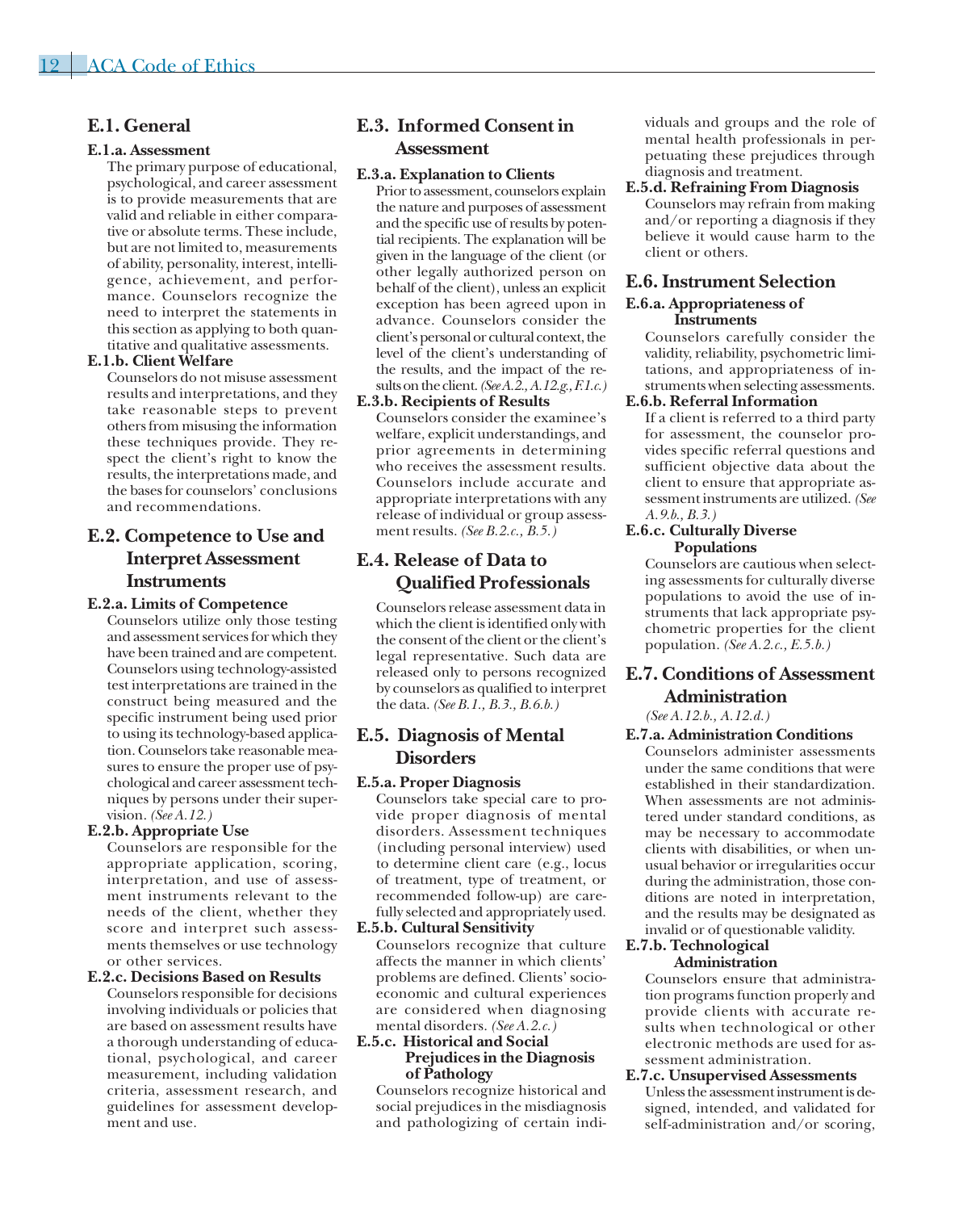## E.1. General

### E.1.a. Assessment

The primary purpose of educational, psychological, and career assessment is to provide measurements that are valid and reliable in either comparative or absolute terms. These include, but are not limited to, measurements of ability, personality, interest, intelligence, achievement, and performance. Counselors recognize the need to interpret the statements in this section as applying to both quantitative and qualitative assessments.

### E.1.b. Client Welfare

Counselors do not misuse assessment results and interpretations, and they take reasonable steps to prevent others from misusing the information these techniques provide. They respect the client's right to know the results, the interpretations made, and the bases for counselors' conclusions and recommendations.

## E.2. Competence to Use and Interpret Assessment Instruments

### E.2.a. Limits of Competence

Counselors utilize only those testing and assessment services for which they have been trained and are competent. Counselors using technology-assisted test interpretations are trained in the construct being measured and the specific instrument being used prior to using its technology-based application. Counselors take reasonable measures to ensure the proper use of psychological and career assessment techniques by persons under their supervision. *(See A.12.)*

### E.2.b. Appropriate Use

Counselors are responsible for the appropriate application, scoring, interpretation, and use of assessment instruments relevant to the needs of the client, whether they score and interpret such assessments themselves or use technology or other services.

### E.2.c. Decisions Based on Results

Counselors responsible for decisions involving individuals or policies that are based on assessment results have a thorough understanding of educational, psychological, and career measurement, including validation criteria, assessment research, and guidelines for assessment development and use.

## E.3. Informed Consent in Assessment

### E.3.a. Explanation to Clients

Prior to assessment, counselors explain the nature and purposes of assessment and the specific use of results by potential recipients. The explanation will be given in the language of the client (or other legally authorized person on behalf of the client), unless an explicit exception has been agreed upon in advance. Counselors consider the client's personal or cultural context, the level of the client's understanding of the results, and the impact of the results on the client. *(See A.2., A.12.g., F.1.c.)*

### E.3.b. Recipients of Results

Counselors consider the examinee's welfare, explicit understandings, and prior agreements in determining who receives the assessment results. Counselors include accurate and appropriate interpretations with any release of individual or group assessment results. *(See B.2.c., B.5.)*

## E.4. Release of Data to Qualified Professionals

Counselors release assessment data in which the client is identified only with the consent of the client or the client's legal representative. Such data are released only to persons recognized by counselors as qualified to interpret the data. *(See B.1., B.3., B.6.b.)*

## E.5. Diagnosis of Mental Disorders

### E.5.a. Proper Diagnosis

Counselors take special care to provide proper diagnosis of mental disorders. Assessment techniques (including personal interview) used to determine client care (e.g., locus of treatment, type of treatment, or recommended follow-up) are carefully selected and appropriately used.

### E.5.b. Cultural Sensitivity

Counselors recognize that culture affects the manner in which clients' problems are defined. Clients' socioeconomic and cultural experiences are considered when diagnosing mental disorders. *(See A.2.c.)*

### E.5.c. Historical and Social Prejudices in the Diagnosis of Pathology

Counselors recognize historical and social prejudices in the misdiagnosis and pathologizing of certain individuals and groups and the role of mental health professionals in perpetuating these prejudices through diagnosis and treatment.

### E.5.d. Refraining From Diagnosis

Counselors may refrain from making and/or reporting a diagnosis if they believe it would cause harm to the client or others.

## E.6. Instrument Selection

### E.6.a. Appropriateness of Instruments

Counselors carefully consider the validity, reliability, psychometric limitations, and appropriateness of instruments when selecting assessments.

### E.6.b. Referral Information

If a client is referred to a third party for assessment, the counselor provides specific referral questions and sufficient objective data about the client to ensure that appropriate assessment instruments are utilized. *(See A.9.b., B.3.)*

### E.6.c. Culturally Diverse Populations

Counselors are cautious when selecting assessments for culturally diverse populations to avoid the use of instruments that lack appropriate psychometric properties for the client population. *(See A.2.c., E.5.b.)*

## E.7. Conditions of Assessment Administration

*(See A.12.b., A.12.d.)*

### E.7.a. Administration Conditions

Counselors administer assessments under the same conditions that were established in their standardization. When assessments are not administered under standard conditions, as may be necessary to accommodate clients with disabilities, or when unusual behavior or irregularities occur during the administration, those conditions are noted in interpretation, and the results may be designated as invalid or of questionable validity.

### E.7.b. Technological Administration

Counselors ensure that administration programs function properly and provide clients with accurate results when technological or other electronic methods are used for assessment administration.

### E.7.c. Unsupervised Assessments

Unless the assessment instrument is designed, intended, and validated for self-administration and/or scoring,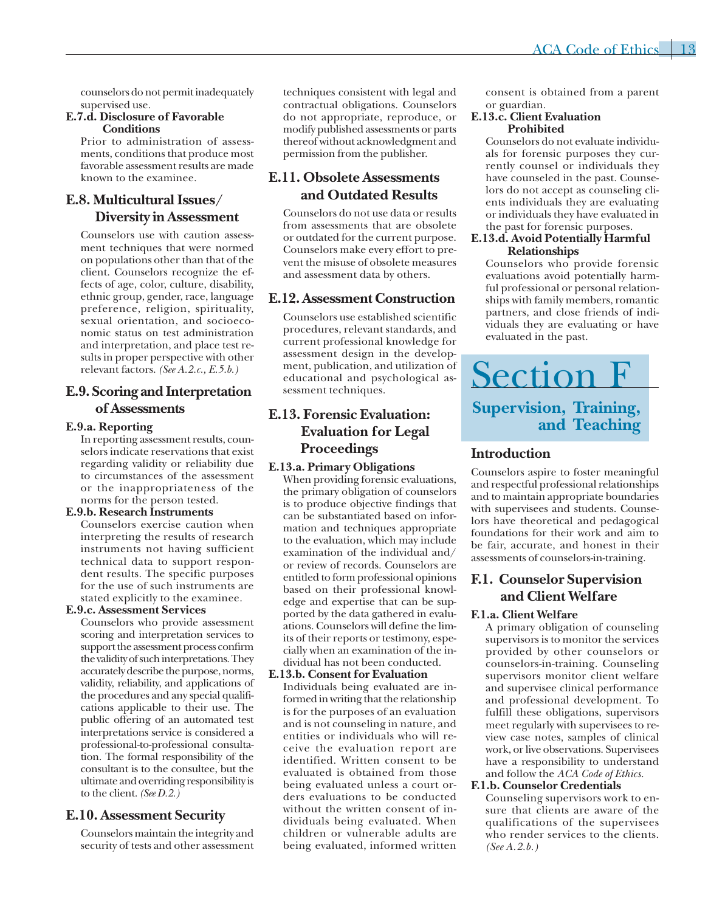counselors do not permit inadequately supervised use.

**E.7.d. Disclosure of Favorable Conditions**

Prior to administration of assessments, conditions that produce most favorable assessment results are made known to the examinee.

## E.8. Multicultural Issues/ Diversity in Assessment

Counselors use with caution assessment techniques that were normed on populations other than that of the client. Counselors recognize the effects of age, color, culture, disability, ethnic group, gender, race, language preference, religion, spirituality, sexual orientation, and socioeconomic status on test administration and interpretation, and place test results in proper perspective with other relevant factors. *(See A.2.c., E.5.b.)*

## E.9. Scoring and Interpretation of Assessments

**E.9.a. Reporting**

In reporting assessment results, counselors indicate reservations that exist regarding validity or reliability due to circumstances of the assessment or the inappropriateness of the norms for the person tested.

**E.9.b. Research Instruments**

Counselors exercise caution when interpreting the results of research instruments not having sufficient technical data to support respondent results. The specific purposes for the use of such instruments are stated explicitly to the examinee.

**E.9.c. Assessment Services**

Counselors who provide assessment scoring and interpretation services to support the assessment process confirm the validity of such interpretations. They accurately describe the purpose, norms, validity, reliability, and applications of the procedures and any special qualifications applicable to their use. The public offering of an automated test interpretations service is considered a professional-to-professional consultation. The formal responsibility of the consultant is to the consultee, but the ultimate and overriding responsibility is to the client. *(See D.2.)*

## E.10. Assessment Security

Counselors maintain the integrity and security of tests and other assessment techniques consistent with legal and contractual obligations. Counselors do not appropriate, reproduce, or modify published assessments or parts thereof without acknowledgment and permission from the publisher.

## E.11. Obsolete Assessments and Outdated Results

Counselors do not use data or results from assessments that are obsolete or outdated for the current purpose. Counselors make every effort to prevent the misuse of obsolete measures and assessment data by others.

## E.12. Assessment Construction

Counselors use established scientific procedures, relevant standards, and current professional knowledge for assessment design in the development, publication, and utilization of educational and psychological assessment techniques.

## E.13. Forensic Evaluation: Evaluation for Legal Proceedings

**E.13.a. Primary Obligations**

When providing forensic evaluations, the primary obligation of counselors is to produce objective findings that can be substantiated based on information and techniques appropriate to the evaluation, which may include examination of the individual and/or review of records. Counselors are entitled to form professional opinions based on their professional knowledge and expertise that can be supported by the data gathered in evaluations. Counselors will define the limits of their reports or testimony, especially when an examination of the individual has not been conducted.

**E.13.b. Consent for Evaluation**

Individuals being evaluated are informed in writing that the relationship is for the purposes of an evaluation and is not counseling in nature, and entities or individuals who will receive the evaluation report are identified. Written consent to be evaluated is obtained from those being evaluated unless a court orders evaluations to be conducted without the written consent of individuals being evaluated. When children or vulnerable adults are being evaluated, informed written consent is obtained from a parent or guardian.

**E.13.c. Client Evaluation Prohibited**

Counselors do not evaluate individuals for forensic purposes they currently counsel or individuals they have counseled in the past. Counselors do not accept as counseling clients individuals they are evaluating or individuals they have evaluated in the past for forensic purposes.

**E.13.d. Avoid Potentially Harmful Relationships**

Counselors who provide forensic evaluations avoid potentially harmful professional or personal relationships with family members, romantic partners, and close friends of individuals they are evaluating or have evaluated in the past.

# Section F

## Supervision, Training, and Teaching

### Introduction

Counselors aspire to foster meaningful and respectful professional relationships and to maintain appropriate boundaries with supervisees and students. Counselors have theoretical and pedagogical foundations for their work and aim to be fair, accurate, and honest in their assessments of counselors-in-training.

## F.1. Counselor Supervision and Client Welfare

**F.1.a. Client Welfare**

A primary obligation of counseling supervisors is to monitor the services provided by other counselors or counselors-in-training. Counseling supervisors monitor client welfare and supervisee clinical performance and professional development. To fulfill these obligations, supervisors meet regularly with supervisees to review case notes, samples of clinical work, or live observations. Supervisees have a responsibility to understand and follow the *ACA Code of Ethics*.

**F.1.b. Counselor Credentials**

Counseling supervisors work to ensure that clients are aware of the qualifications of the supervisees who render services to the clients. *(See A.2.b.)*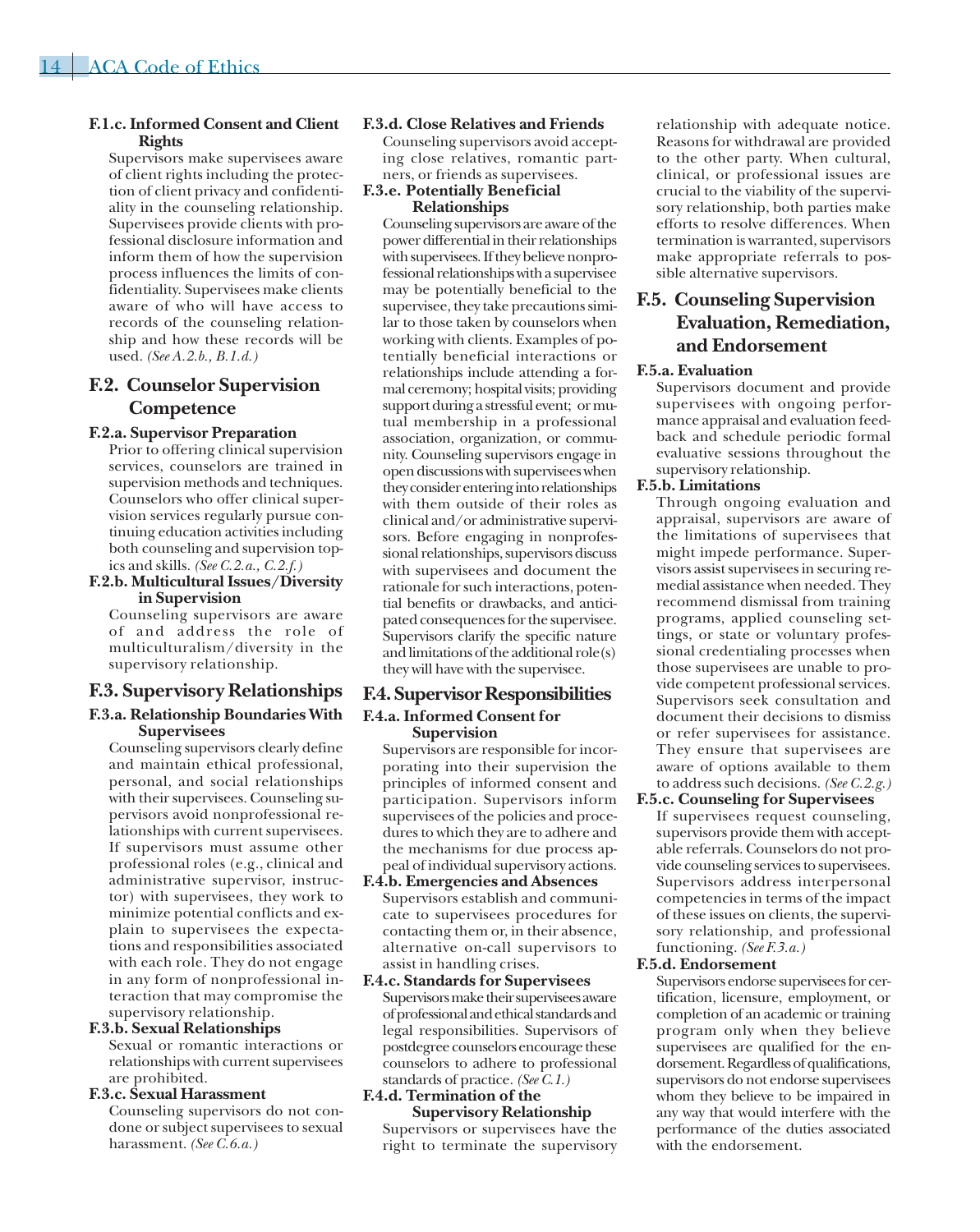#### F.1.c. Informed Consent and Client Rights

Supervisors make supervisees aware of client rights including the protection of client privacy and confidentiality in the counseling relationship. Supervisees provide clients with professional disclosure information and inform them of how the supervision process influences the limits of confidentiality. Supervisees make clients aware of who will have access to records of the counseling relationship and how these records will be used. *(See A.2.b., B.1.d.)*

### F.2. Counselor Supervision Competence

#### F.2.a. Supervisor Preparation

Prior to offering clinical supervision services, counselors are trained in supervision methods and techniques. Counselors who offer clinical supervision services regularly pursue continuing education activities including both counseling and supervision topics and skills. *(See C.2.a., C.2.f.)*

#### F.2.b. Multicultural Issues/Diversity in Supervision

Counseling supervisors are aware of and address the role of multiculturalism/diversity in the supervisory relationship.

### F.3. Supervisory Relationships

#### F.3.a. Relationship Boundaries With Supervisees

Counseling supervisors clearly define and maintain ethical professional, personal, and social relationships with their supervisees. Counseling supervisors avoid nonprofessional relationships with current supervisees. If supervisors must assume other professional roles (e.g., clinical and administrative supervisor, instructor) with supervisees, they work to minimize potential conflicts and explain to supervisees the expectations and responsibilities associated with each role. They do not engage in any form of nonprofessional interaction that may compromise the supervisory relationship.

#### F.3.b. Sexual Relationships

Sexual or romantic interactions or relationships with current supervisees are prohibited.

#### F.3.c. Sexual Harassment

Counseling supervisors do not condone or subject supervisees to sexual harassment. *(See C.6.a.)*

#### F.3.d. Close Relatives and Friends

Counseling supervisors avoid accepting close relatives, romantic partners, or friends as supervisees.

#### F.3.e. Potentially Beneficial Relationships

Counseling supervisors are aware of the power differential in their relationships with supervisees. If they believe nonprofessional relationships with a supervisee may be potentially beneficial to the supervisee, they take precautions similar to those taken by counselors when working with clients. Examples of potentially beneficial interactions or relationships include attending a formal ceremony; hospital visits; providing support during a stressful event; or mutual membership in a professional association, organization, or community. Counseling supervisors engage in open discussions with supervisees when they consider entering into relationships with them outside of their roles as clinical and/or administrative supervisors. Before engaging in nonprofessional relationships, supervisors discuss with supervisees and document the rationale for such interactions, potential benefits or drawbacks, and anticipated consequences for the supervisee. Supervisors clarify the specific nature and limitations of the additional role(s) they will have with the supervisee.

### F.4. Supervisor Responsibilities

#### F.4.a. Informed Consent for Supervision

Supervisors are responsible for incorporating into their supervision the principles of informed consent and participation. Supervisors inform supervisees of the policies and procedures to which they are to adhere and the mechanisms for due process appeal of individual supervisory actions.

#### F.4.b. Emergencies and Absences

Supervisors establish and communicate to supervisees procedures for contacting them or, in their absence, alternative on-call supervisors to assist in handling crises.

#### F.4.c. Standards for Supervisees

Supervisors make their supervisees aware of professional and ethical standards and legal responsibilities. Supervisors of postdegree counselors encourage these counselors to adhere to professional standards of practice. *(See C.1.)*

#### F.4.d. Termination of the Supervisory Relationship

Supervisors or supervisees have the right to terminate the supervisory relationship with adequate notice. Reasons for withdrawal are provided to the other party. When cultural, clinical, or professional issues are crucial to the viability of the supervisory relationship, both parties make efforts to resolve differences. When termination is warranted, supervisors make appropriate referrals to possible alternative supervisors.

### F.5. Counseling Supervision Evaluation, Remediation, and Endorsement

#### F.5.a. Evaluation

Supervisors document and provide supervisees with ongoing performance appraisal and evaluation feedback and schedule periodic formal evaluative sessions throughout the supervisory relationship.

#### F.5.b. Limitations

Through ongoing evaluation and appraisal, supervisors are aware of the limitations of supervisees that might impede performance. Supervisors assist supervisees in securing remedial assistance when needed. They recommend dismissal from training programs, applied counseling settings, or state or voluntary professional credentialing processes when those supervisees are unable to provide competent professional services. Supervisors seek consultation and document their decisions to dismiss or refer supervisees for assistance. They ensure that supervisees are aware of options available to them to address such decisions. *(See C.2.g.)*

#### F.5.c. Counseling for Supervisees

If supervisees request counseling, supervisors provide them with acceptable referrals. Counselors do not provide counseling services to supervisees. Supervisors address interpersonal competencies in terms of the impact of these issues on clients, the supervisory relationship, and professional functioning. *(See F.3.a.)*

#### F.5.d. Endorsement

Supervisors endorse supervisees for certification, licensure, employment, or completion of an academic or training program only when they believe supervisees are qualified for the endorsement. Regardless of qualifications, supervisors do not endorse supervisees whom they believe to be impaired in any way that would interfere with the performance of the duties associated with the endorsement.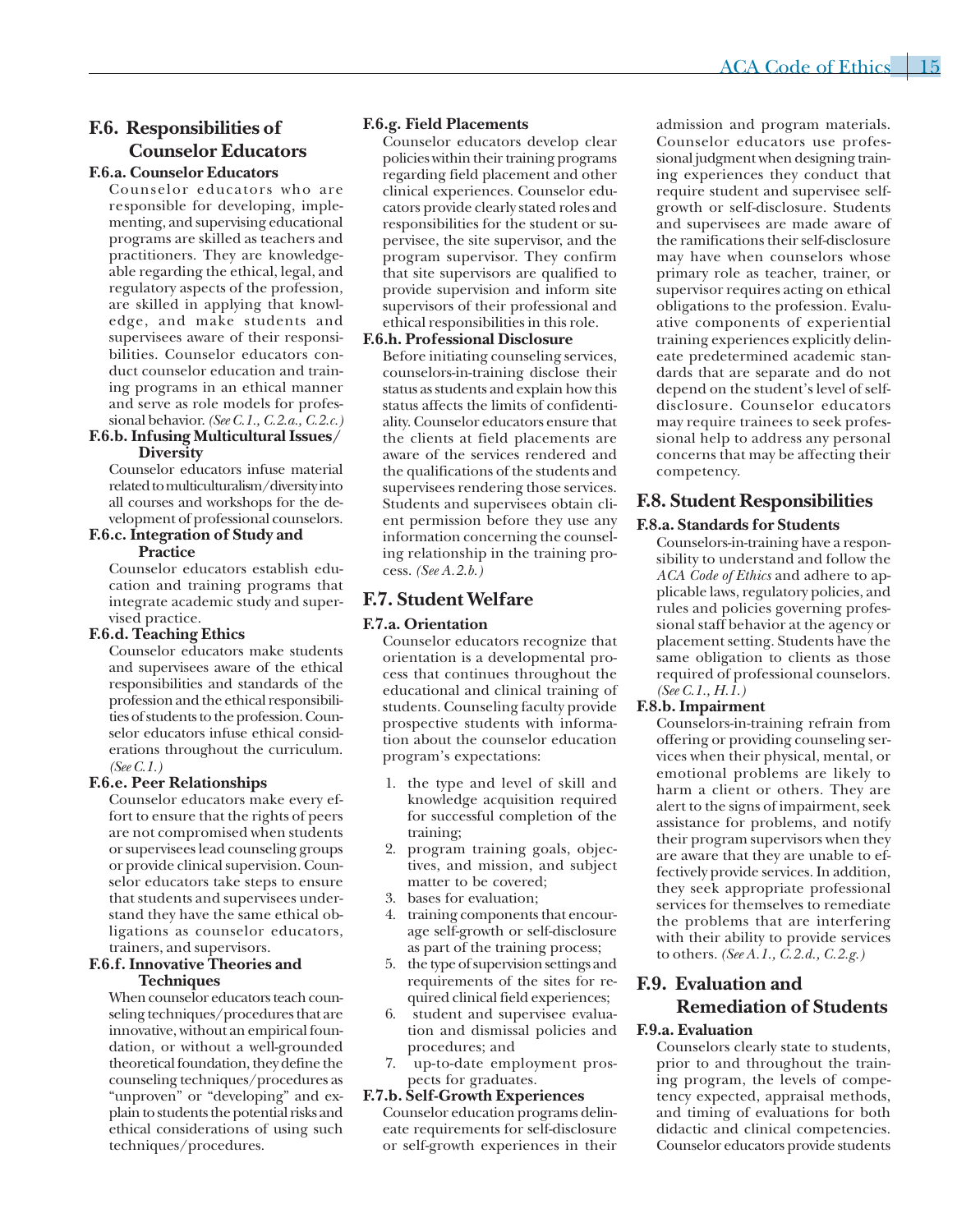## F.6. Responsibilities of Counselor Educators

### F.6.a. Counselor Educators

Counselor educators who are responsible for developing, implementing, and supervising educational programs are skilled as teachers and practitioners. They are knowledgeable regarding the ethical, legal, and regulatory aspects of the profession, are skilled in applying that knowledge, and make students and supervisees aware of their responsibilities. Counselor educators conduct counselor education and training programs in an ethical manner and serve as role models for professional behavior. *(See C.1., C.2.a., C.2.c.)*

### F.6.b. Infusing Multicultural Issues/Diversity

Counselor educators infuse material related to multiculturalism/diversity into all courses and workshops for the development of professional counselors.

### F.6.c. Integration of Study and Practice

Counselor educators establish education and training programs that integrate academic study and supervised practice.

### F.6.d. Teaching Ethics

Counselor educators make students and supervisees aware of the ethical responsibilities and standards of the profession and the ethical responsibilities of students to the profession. Counselor educators infuse ethical considerations throughout the curriculum. *(See C.1.)*

### F.6.e. Peer Relationships

Counselor educators make every effort to ensure that the rights of peers are not compromised when students or supervisees lead counseling groups or provide clinical supervision. Counselor educators take steps to ensure that students and supervisees understand they have the same ethical obligations as counselor educators, trainers, and supervisors.

### F.6.f. Innovative Theories and Techniques

When counselor educators teach counseling techniques/procedures that are innovative, without an empirical foundation, or without a well-grounded theoretical foundation, they define the counseling techniques/procedures as "unproven" or "developing" and explain to students the potential risks and ethical considerations of using such techniques/procedures.

### F.6.g. Field Placements

Counselor educators develop clear policies within their training programs regarding field placement and other clinical experiences. Counselor educators provide clearly stated roles and responsibilities for the student or supervisee, the site supervisor, and the program supervisor. They confirm that site supervisors are qualified to provide supervision and inform site supervisors of their professional and ethical responsibilities in this role.

### F.6.h. Professional Disclosure

Before initiating counseling services, counselors-in-training disclose their status as students and explain how this status affects the limits of confidentiality. Counselor educators ensure that the clients at field placements are aware of the services rendered and the qualifications of the students and supervisees rendering those services. Students and supervisees obtain client permission before they use any information concerning the counseling relationship in the training process. *(See A.2.b.)*

## F.7. Student Welfare

### F.7.a. Orientation

Counselor educators recognize that orientation is a developmental process that continues throughout the educational and clinical training of students. Counseling faculty provide prospective students with information about the counselor education program's expectations:

1. the type and level of skill and knowledge acquisition required for successful completion of the training;
2. program training goals, objectives, and mission, and subject matter to be covered;
3. bases for evaluation;
4. training components that encourage self-growth or self-disclosure as part of the training process;
5. the type of supervision settings and requirements of the sites for required clinical field experiences;
6. student and supervisee evaluation and dismissal policies and procedures; and
7. up-to-date employment prospects for graduates.

### F.7.b. Self-Growth Experiences

Counselor education programs delineate requirements for self-disclosure or self-growth experiences in their admission and program materials. Counselor educators use professional judgment when designing training experiences they conduct that require student and supervisee self-growth or self-disclosure. Students and supervisees are made aware of the ramifications their self-disclosure may have when counselors whose primary role as teacher, trainer, or supervisor requires acting on ethical obligations to the profession. Evaluative components of experiential training experiences explicitly delineate predetermined academic standards that are separate and do not depend on the student's level of self-disclosure. Counselor educators may require trainees to seek professional help to address any personal concerns that may be affecting their competency.

## F.8. Student Responsibilities

### F.8.a. Standards for Students

Counselors-in-training have a responsibility to understand and follow the *ACA Code of Ethics* and adhere to applicable laws, regulatory policies, and rules and policies governing professional staff behavior at the agency or placement setting. Students have the same obligation to clients as those required of professional counselors. *(See C.1., H.1.)*

### F.8.b. Impairment

Counselors-in-training refrain from offering or providing counseling services when their physical, mental, or emotional problems are likely to harm a client or others. They are alert to the signs of impairment, seek assistance for problems, and notify their program supervisors when they are aware that they are unable to effectively provide services. In addition, they seek appropriate professional services for themselves to remediate the problems that are interfering with their ability to provide services to others. *(See A.1., C.2.d., C.2.g.)*

## F.9. Evaluation and Remediation of Students

### F.9.a. Evaluation

Counselors clearly state to students, prior to and throughout the training program, the levels of competency expected, appraisal methods, and timing of evaluations for both didactic and clinical competencies. Counselor educators provide students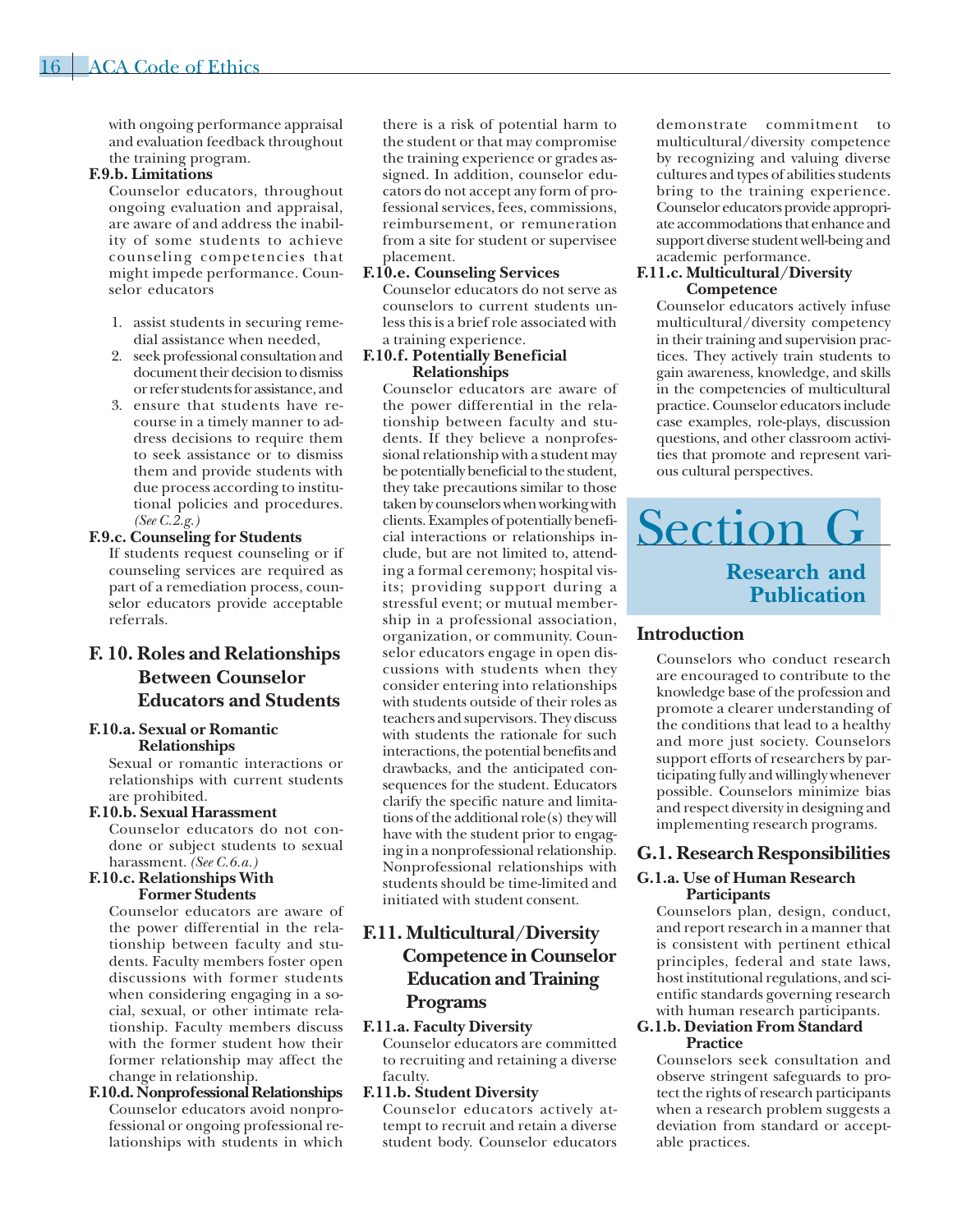with ongoing performance appraisal and evaluation feedback throughout the training program.

**F.9.b. Limitations**

Counselor educators, throughout ongoing evaluation and appraisal, are aware of and address the inability of some students to achieve counseling competencies that might impede performance. Counselor educators

1. assist students in securing remedial assistance when needed,
2. seek professional consultation and document their decision to dismiss or refer students for assistance, and
3. ensure that students have recourse in a timely manner to address decisions to require them to seek assistance or to dismiss them and provide students with due process according to institutional policies and procedures. *(See C.2.g.)*

**F.9.c. Counseling for Students**

If students request counseling or if counseling services are required as part of a remediation process, counselor educators provide acceptable referrals.

## F. 10. Roles and Relationships Between Counselor Educators and Students

**F.10.a. Sexual or Romantic Relationships**

Sexual or romantic interactions or relationships with current students are prohibited.

**F.10.b. Sexual Harassment**

Counselor educators do not condone or subject students to sexual harassment. *(See C.6.a.)*

**F.10.c. Relationships With Former Students**

Counselor educators are aware of the power differential in the relationship between faculty and students. Faculty members foster open discussions with former students when considering engaging in a social, sexual, or other intimate relationship. Faculty members discuss with the former student how their former relationship may affect the change in relationship.

**F.10.d. Nonprofessional Relationships**

Counselor educators avoid nonprofessional or ongoing professional relationships with students in which there is a risk of potential harm to the student or that may compromise the training experience or grades assigned. In addition, counselor educators do not accept any form of professional services, fees, commissions, reimbursement, or remuneration from a site for student or supervisee placement.

**F.10.e. Counseling Services**

Counselor educators do not serve as counselors to current students unless this is a brief role associated with a training experience.

**F.10.f. Potentially Beneficial Relationships**

Counselor educators are aware of the power differential in the relationship between faculty and students. If they believe a nonprofessional relationship with a student may be potentially beneficial to the student, they take precautions similar to those taken by counselors when working with clients. Examples of potentially beneficial interactions or relationships include, but are not limited to, attending a formal ceremony; hospital visits; providing support during a stressful event; or mutual membership in a professional association, organization, or community. Counselor educators engage in open discussions with students when they consider entering into relationships with students outside of their roles as teachers and supervisors. They discuss with students the rationale for such interactions, the potential benefits and drawbacks, and the anticipated consequences for the student. Educators clarify the specific nature and limitations of the additional role(s) they will have with the student prior to engaging in a nonprofessional relationship. Nonprofessional relationships with students should be time-limited and initiated with student consent.

## F.11. Multicultural/Diversity Competence in Counselor Education and Training Programs

**F.11.a. Faculty Diversity**

Counselor educators are committed to recruiting and retaining a diverse faculty.

**F.11.b. Student Diversity**

Counselor educators actively attempt to recruit and retain a diverse student body. Counselor educators demonstrate commitment to multicultural/diversity competence by recognizing and valuing diverse cultures and types of abilities students bring to the training experience. Counselor educators provide appropriate accommodations that enhance and support diverse student well-being and academic performance.

**F.11.c. Multicultural/Diversity Competence**

Counselor educators actively infuse multicultural/diversity competency in their training and supervision practices. They actively train students to gain awareness, knowledge, and skills in the competencies of multicultural practice. Counselor educators include case examples, role-plays, discussion questions, and other classroom activities that promote and represent various cultural perspectives.

# Section G

## Research and Publication

### Introduction

Counselors who conduct research are encouraged to contribute to the knowledge base of the profession and promote a clearer understanding of the conditions that lead to a healthy and more just society. Counselors support efforts of researchers by participating fully and willingly whenever possible. Counselors minimize bias and respect diversity in designing and implementing research programs.

## G.1. Research Responsibilities

**G.1.a. Use of Human Research Participants**

Counselors plan, design, conduct, and report research in a manner that is consistent with pertinent ethical principles, federal and state laws, host institutional regulations, and scientific standards governing research with human research participants.

**G.1.b. Deviation From Standard Practice**

Counselors seek consultation and observe stringent safeguards to protect the rights of research participants when a research problem suggests a deviation from standard or acceptable practices.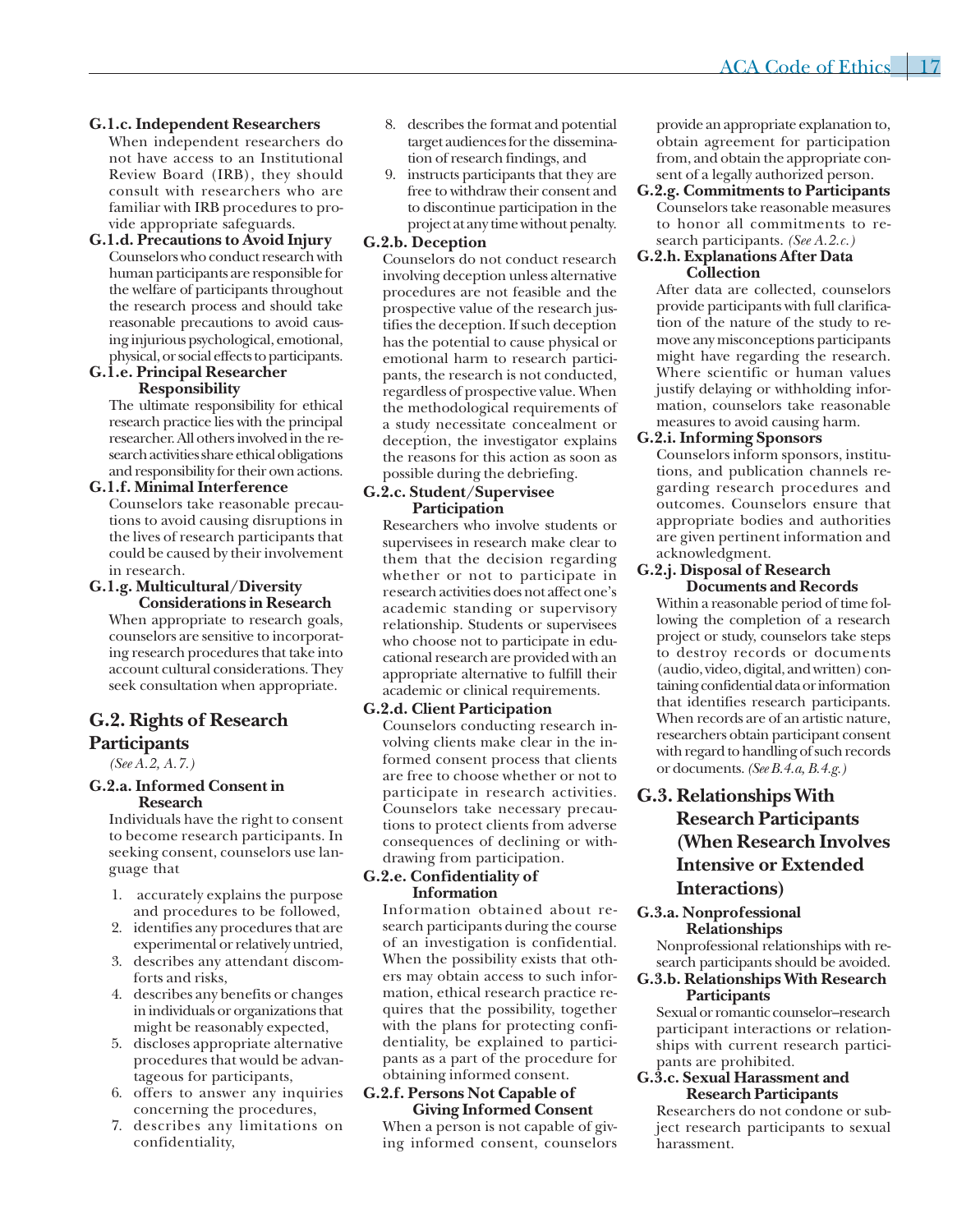**G.1.c. Independent Researchers**

When independent researchers do not have access to an Institutional Review Board (IRB), they should consult with researchers who are familiar with IRB procedures to provide appropriate safeguards.

**G.1.d. Precautions to Avoid Injury**

Counselors who conduct research with human participants are responsible for the welfare of participants throughout the research process and should take reasonable precautions to avoid causing injurious psychological, emotional, physical, or social effects to participants.

**G.1.e. Principal Researcher Responsibility**

The ultimate responsibility for ethical research practice lies with the principal researcher. All others involved in the research activities share ethical obligations and responsibility for their own actions.

**G.1.f. Minimal Interference**

Counselors take reasonable precautions to avoid causing disruptions in the lives of research participants that could be caused by their involvement in research.

**G.1.g. Multicultural/Diversity Considerations in Research**

When appropriate to research goals, counselors are sensitive to incorporating research procedures that take into account cultural considerations. They seek consultation when appropriate.

## G.2. Rights of Research Participants

*(See A.2, A.7.)*

**G.2.a. Informed Consent in Research**

Individuals have the right to consent to become research participants. In seeking consent, counselors use language that

1. accurately explains the purpose and procedures to be followed,
2. identifies any procedures that are experimental or relatively untried,
3. describes any attendant discomforts and risks,
4. describes any benefits or changes in individuals or organizations that might be reasonably expected,
5. discloses appropriate alternative procedures that would be advantageous for participants,
6. offers to answer any inquiries concerning the procedures,
7. describes any limitations on confidentiality,
8. describes the format and potential target audiences for the dissemination of research findings, and
9. instructs participants that they are free to withdraw their consent and to discontinue participation in the project at any time without penalty.

**G.2.b. Deception**

Counselors do not conduct research involving deception unless alternative procedures are not feasible and the prospective value of the research justifies the deception. If such deception has the potential to cause physical or emotional harm to research participants, the research is not conducted, regardless of prospective value. When the methodological requirements of a study necessitate concealment or deception, the investigator explains the reasons for this action as soon as possible during the debriefing.

**G.2.c. Student/Supervisee Participation**

Researchers who involve students or supervisees in research make clear to them that the decision regarding whether or not to participate in research activities does not affect one's academic standing or supervisory relationship. Students or supervisees who choose not to participate in educational research are provided with an appropriate alternative to fulfill their academic or clinical requirements.

**G.2.d. Client Participation**

Counselors conducting research involving clients make clear in the informed consent process that clients are free to choose whether or not to participate in research activities. Counselors take necessary precautions to protect clients from adverse consequences of declining or withdrawing from participation.

**G.2.e. Confidentiality of Information**

Information obtained about research participants during the course of an investigation is confidential. When the possibility exists that others may obtain access to such information, ethical research practice requires that the possibility, together with the plans for protecting confidentiality, be explained to participants as a part of the procedure for obtaining informed consent.

**G.2.f. Persons Not Capable of Giving Informed Consent**

When a person is not capable of giving informed consent, counselors provide an appropriate explanation to, obtain agreement for participation from, and obtain the appropriate consent of a legally authorized person.

**G.2.g. Commitments to Participants**

Counselors take reasonable measures to honor all commitments to research participants. *(See A.2.c.)*

**G.2.h. Explanations After Data Collection**

After data are collected, counselors provide participants with full clarification of the nature of the study to remove any misconceptions participants might have regarding the research. Where scientific or human values justify delaying or withholding information, counselors take reasonable measures to avoid causing harm.

**G.2.i. Informing Sponsors**

Counselors inform sponsors, institutions, and publication channels regarding research procedures and outcomes. Counselors ensure that appropriate bodies and authorities are given pertinent information and acknowledgment.

**G.2.j. Disposal of Research Documents and Records**

Within a reasonable period of time following the completion of a research project or study, counselors take steps to destroy records or documents (audio, video, digital, and written) containing confidential data or information that identifies research participants. When records are of an artistic nature, researchers obtain participant consent with regard to handling of such records or documents. *(See B.4.a, B.4.g.)*

## G.3. Relationships With Research Participants (When Research Involves Intensive or Extended Interactions)

**G.3.a. Nonprofessional Relationships**

Nonprofessional relationships with research participants should be avoided.

**G.3.b. Relationships With Research Participants**

Sexual or romantic counselor–research participant interactions or relationships with current research participants are prohibited.

**G.3.c. Sexual Harassment and Research Participants**

Researchers do not condone or subject research participants to sexual harassment.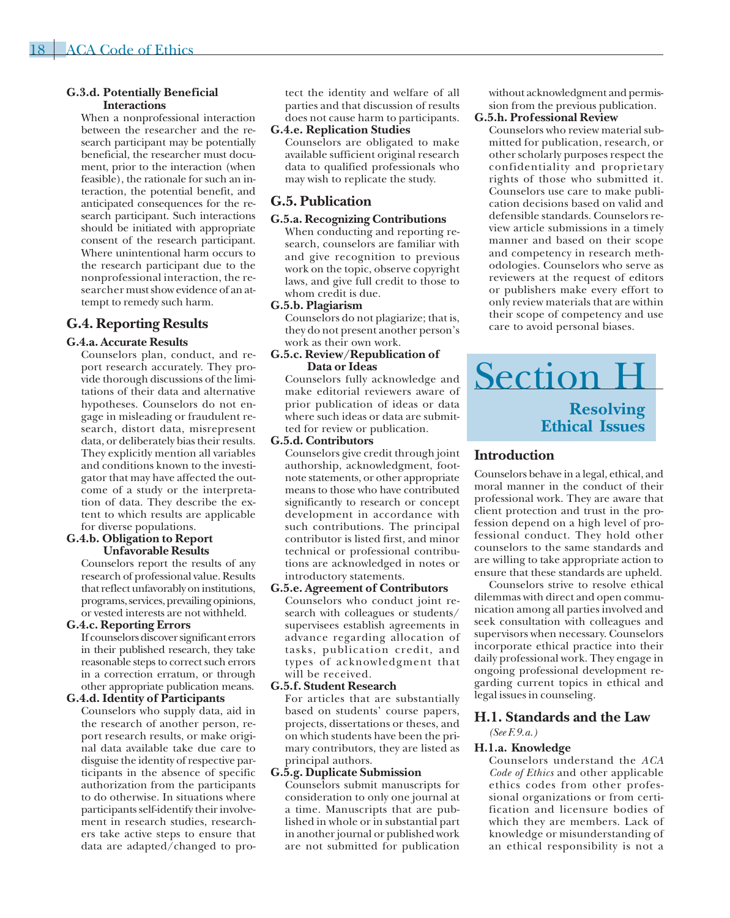#### G.3.d. Potentially Beneficial Interactions

When a nonprofessional interaction between the researcher and the research participant may be potentially beneficial, the researcher must document, prior to the interaction (when feasible), the rationale for such an interaction, the potential benefit, and anticipated consequences for the research participant. Such interactions should be initiated with appropriate consent of the research participant. Where unintentional harm occurs to the research participant due to the nonprofessional interaction, the researcher must show evidence of an attempt to remedy such harm.

### G.4. Reporting Results

#### G.4.a. Accurate Results

Counselors plan, conduct, and report research accurately. They provide thorough discussions of the limitations of their data and alternative hypotheses. Counselors do not engage in misleading or fraudulent research, distort data, misrepresent data, or deliberately bias their results. They explicitly mention all variables and conditions known to the investigator that may have affected the outcome of a study or the interpretation of data. They describe the extent to which results are applicable for diverse populations.

#### G.4.b. Obligation to Report Unfavorable Results

Counselors report the results of any research of professional value. Results that reflect unfavorably on institutions, programs, services, prevailing opinions, or vested interests are not withheld.

#### G.4.c. Reporting Errors

If counselors discover significant errors in their published research, they take reasonable steps to correct such errors in a correction erratum, or through other appropriate publication means.

#### G.4.d. Identity of Participants

Counselors who supply data, aid in the research of another person, report research results, or make original data available take due care to disguise the identity of respective participants in the absence of specific authorization from the participants to do otherwise. In situations where participants self-identify their involvement in research studies, researchers take active steps to ensure that data are adapted/changed to protect the identity and welfare of all parties and that discussion of results does not cause harm to participants.

#### G.4.e. Replication Studies

Counselors are obligated to make available sufficient original research data to qualified professionals who may wish to replicate the study.

### G.5. Publication

#### G.5.a. Recognizing Contributions

When conducting and reporting research, counselors are familiar with and give recognition to previous work on the topic, observe copyright laws, and give full credit to those to whom credit is due.

#### G.5.b. Plagiarism

Counselors do not plagiarize; that is, they do not present another person's work as their own work.

#### G.5.c. Review/Republication of Data or Ideas

Counselors fully acknowledge and make editorial reviewers aware of prior publication of ideas or data where such ideas or data are submitted for review or publication.

#### G.5.d. Contributors

Counselors give credit through joint authorship, acknowledgment, footnote statements, or other appropriate means to those who have contributed significantly to research or concept development in accordance with such contributions. The principal contributor is listed first, and minor technical or professional contributions are acknowledged in notes or introductory statements.

#### G.5.e. Agreement of Contributors

Counselors who conduct joint research with colleagues or students/supervisees establish agreements in advance regarding allocation of tasks, publication credit, and types of acknowledgment that will be received.

#### G.5.f. Student Research

For articles that are substantially based on students' course papers, projects, dissertations or theses, and on which students have been the primary contributors, they are listed as principal authors.

#### G.5.g. Duplicate Submission

Counselors submit manuscripts for consideration to only one journal at a time. Manuscripts that are published in whole or in substantial part in another journal or published work are not submitted for publication without acknowledgment and permission from the previous publication.

#### G.5.h. Professional Review

Counselors who review material submitted for publication, research, or other scholarly purposes respect the confidentiality and proprietary rights of those who submitted it. Counselors use care to make publication decisions based on valid and defensible standards. Counselors review article submissions in a timely manner and based on their scope and competency in research methodologies. Counselors who serve as reviewers at the request of editors or publishers make every effort to only review materials that are within their scope of competency and use care to avoid personal biases.

# Section H

## Resolving Ethical Issues

### Introduction

Counselors behave in a legal, ethical, and moral manner in the conduct of their professional work. They are aware that client protection and trust in the profession depend on a high level of professional conduct. They hold other counselors to the same standards and are willing to take appropriate action to ensure that these standards are upheld.

Counselors strive to resolve ethical dilemmas with direct and open communication among all parties involved and seek consultation with colleagues and supervisors when necessary. Counselors incorporate ethical practice into their daily professional work. They engage in ongoing professional development regarding current topics in ethical and legal issues in counseling.

### H.1. Standards and the Law

*(See F.9.a.)*

#### H.1.a. Knowledge

Counselors understand the *ACA Code of Ethics* and other applicable ethics codes from other professional organizations or from certification and licensure bodies of which they are members. Lack of knowledge or misunderstanding of an ethical responsibility is not a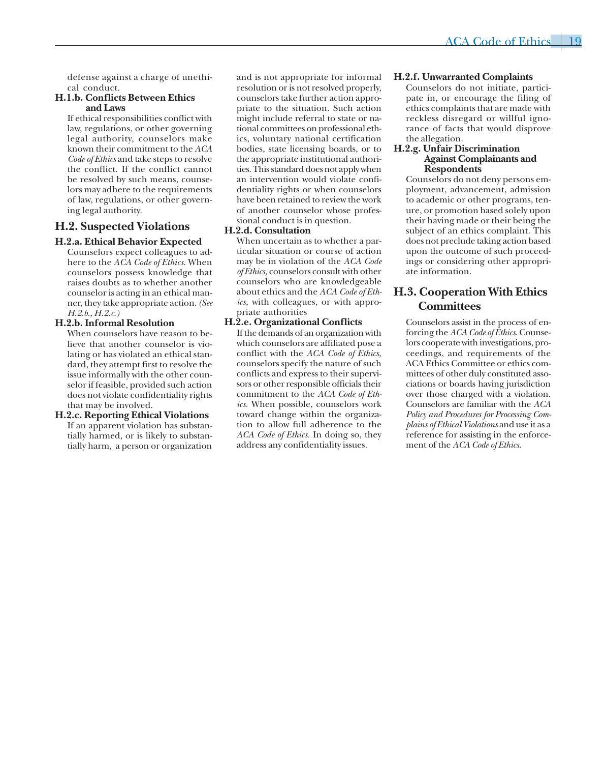defense against a charge of unethical conduct.

### H.1.b. Conflicts Between Ethics and Laws

If ethical responsibilities conflict with law, regulations, or other governing legal authority, counselors make known their commitment to the *ACA Code of Ethics* and take steps to resolve the conflict. If the conflict cannot be resolved by such means, counselors may adhere to the requirements of law, regulations, or other governing legal authority.

## H.2. Suspected Violations

### H.2.a. Ethical Behavior Expected

Counselors expect colleagues to adhere to the *ACA Code of Ethics*. When counselors possess knowledge that raises doubts as to whether another counselor is acting in an ethical manner, they take appropriate action. *(See H.2.b., H.2.c.)*

### H.2.b. Informal Resolution

When counselors have reason to believe that another counselor is violating or has violated an ethical standard, they attempt first to resolve the issue informally with the other counselor if feasible, provided such action does not violate confidentiality rights that may be involved.

### H.2.c. Reporting Ethical Violations

If an apparent violation has substantially harmed, or is likely to substantially harm, a person or organization and is not appropriate for informal resolution or is not resolved properly, counselors take further action appropriate to the situation. Such action might include referral to state or national committees on professional ethics, voluntary national certification bodies, state licensing boards, or to the appropriate institutional authorities. This standard does not apply when an intervention would violate confidentiality rights or when counselors have been retained to review the work of another counselor whose professional conduct is in question.

### H.2.d. Consultation

When uncertain as to whether a particular situation or course of action may be in violation of the *ACA Code of Ethics,* counselors consult with other counselors who are knowledgeable about ethics and the *ACA Code of Ethics,* with colleagues, or with appropriate authorities

### H.2.e. Organizational Conflicts

If the demands of an organization with which counselors are affiliated pose a conflict with the *ACA Code of Ethics,* counselors specify the nature of such conflicts and express to their supervisors or other responsible officials their commitment to the *ACA Code of Ethics*. When possible, counselors work toward change within the organization to allow full adherence to the *ACA Code of Ethics*. In doing so, they address any confidentiality issues.

### H.2.f. Unwarranted Complaints

Counselors do not initiate, participate in, or encourage the filing of ethics complaints that are made with reckless disregard or willful ignorance of facts that would disprove the allegation.

### H.2.g. Unfair Discrimination Against Complainants and Respondents

Counselors do not deny persons employment, advancement, admission to academic or other programs, tenure, or promotion based solely upon their having made or their being the subject of an ethics complaint. This does not preclude taking action based upon the outcome of such proceedings or considering other appropriate information.

## H.3. Cooperation With Ethics Committees

Counselors assist in the process of enforcing the *ACA Code of Ethics*. Counselors cooperate with investigations, proceedings, and requirements of the ACA Ethics Committee or ethics committees of other duly constituted associations or boards having jurisdiction over those charged with a violation. Counselors are familiar with the *ACA Policy and Procedures for Processing Complains of Ethical Violations* and use it as a reference for assisting in the enforcement of the *ACA Code of Ethics*.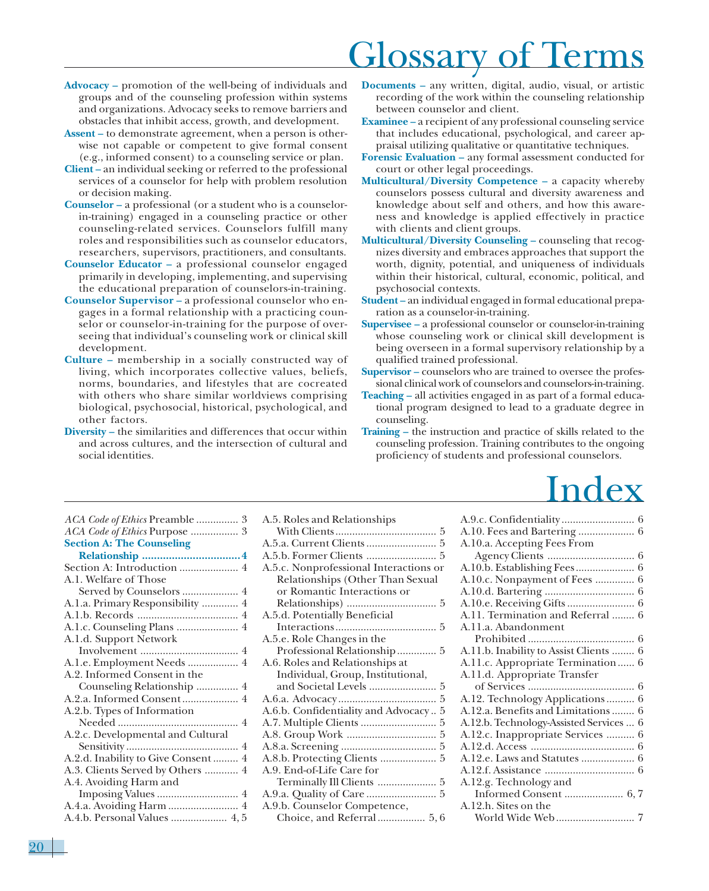# Glossary of Terms

**Advocacy** – promotion of the well-being of individuals and groups and of the counseling profession within systems and organizations. Advocacy seeks to remove barriers and obstacles that inhibit access, growth, and development.

**Assent** – to demonstrate agreement, when a person is otherwise not capable or competent to give formal consent (e.g., informed consent) to a counseling service or plan.

**Client** – an individual seeking or referred to the professional services of a counselor for help with problem resolution or decision making.

**Counselor** – a professional (or a student who is a counselor-in-training) engaged in a counseling practice or other counseling-related services. Counselors fulfill many roles and responsibilities such as counselor educators, researchers, supervisors, practitioners, and consultants.

**Counselor Educator** – a professional counselor engaged primarily in developing, implementing, and supervising the educational preparation of counselors-in-training.

**Counselor Supervisor** – a professional counselor who engages in a formal relationship with a practicing counselor or counselor-in-training for the purpose of overseeing that individual's counseling work or clinical skill development.

**Culture** – membership in a socially constructed way of living, which incorporates collective values, beliefs, norms, boundaries, and lifestyles that are cocreated with others who share similar worldviews comprising biological, psychosocial, historical, psychological, and other factors.

**Diversity** – the similarities and differences that occur within and across cultures, and the intersection of cultural and social identities.

**Documents** – any written, digital, audio, visual, or artistic recording of the work within the counseling relationship between counselor and client.

**Examinee** – a recipient of any professional counseling service that includes educational, psychological, and career appraisal utilizing qualitative or quantitative techniques.

**Forensic Evaluation** – any formal assessment conducted for court or other legal proceedings.

**Multicultural/Diversity Competence** – a capacity whereby counselors possess cultural and diversity awareness and knowledge about self and others, and how this awareness and knowledge is applied effectively in practice with clients and client groups.

**Multicultural/Diversity Counseling** – counseling that recognizes diversity and embraces approaches that support the worth, dignity, potential, and uniqueness of individuals within their historical, cultural, economic, political, and psychosocial contexts.

**Student** – an individual engaged in formal educational preparation as a counselor-in-training.

**Supervisee** – a professional counselor or counselor-in-training whose counseling work or clinical skill development is being overseen in a formal supervisory relationship by a qualified trained professional.

**Supervisor** – counselors who are trained to oversee the professional clinical work of counselors and counselors-in-training.

**Teaching** – all activities engaged in as part of a formal educational program designed to lead to a graduate degree in counseling.

**Training** – the instruction and practice of skills related to the counseling profession. Training contributes to the ongoing proficiency of students and professional counselors.

# Index

*ACA Code of Ethics* Preamble ............... 3
*ACA Code of Ethics* Purpose ................ 3
**Section A: The Counseling Relationship ................................ 4**
Section A: Introduction ..................... 4
A.1. Welfare of Those Served by Counselors .................... 4
A.1.a. Primary Responsibility ............. 4
A.1.b. Records .................................... 4
A.1.c. Counseling Plans ...................... 4
A.1.d. Support Network Involvement ................................... 4
A.1.e. Employment Needs .................. 4
A.2. Informed Consent in the Counseling Relationship ............... 4
A.2.a. Informed Consent .................... 4
A.2.b. Types of Information Needed ........................................... 4
A.2.c. Developmental and Cultural Sensitivity ........................................ 4
A.2.d. Inability to Give Consent ......... 4
A.3. Clients Served by Others ............ 4
A.4. Avoiding Harm and Imposing Values ............................. 4
A.4.a. Avoiding Harm ......................... 4
A.4.b. Personal Values .................... 4, 5
A.5. Roles and Relationships With Clients .................................... 5
A.5.a. Current Clients ......................... 5
A.5.b. Former Clients ......................... 5
A.5.c. Nonprofessional Interactions or Relationships (Other Than Sexual or Romantic Interactions or Relationships) ................................ 5
A.5.d. Potentially Beneficial Interactions .................................... 5
A.5.e. Role Changes in the Professional Relationship ............. 5
A.6. Roles and Relationships at Individual, Group, Institutional, and Societal Levels ........................ 5
A.6.a. Advocacy .................................. 5
A.6.b. Confidentiality and Advocacy .. 5
A.7. Multiple Clients ........................... 5
A.8. Group Work ................................ 5
A.8.a. Screening .................................. 5
A.8.b. Protecting Clients .................... 5
A.9. End-of-Life Care for Terminally Ill Clients ..................... 5
A.9.a. Quality of Care ......................... 5
A.9.b. Counselor Competence, Choice, and Referral ................. 5, 6
A.9.c. Confidentiality .......................... 6
A.10. Fees and Bartering .................... 6
A.10.a. Accepting Fees From Agency Clients ............................... 6
A.10.b. Establishing Fees ..................... 6
A.10.c. Nonpayment of Fees ............. 6
A.10.d. Bartering ................................ 6
A.10.e. Receiving Gifts ........................ 6
A.11. Termination and Referral ........ 6
A.11.a. Abandonment Prohibited ...................................... 6
A.11.b. Inability to Assist Clients ........ 6
A.11.c. Appropriate Termination ...... 6
A.11.d. Appropriate Transfer of Services ...................................... 6
A.12. Technology Applications .......... 6
A.12.a. Benefits and Limitations ........ 6
A.12.b. Technology-Assisted Services ... 6
A.12.c. Inappropriate Services .......... 6
A.12.d. Access ..................................... 6
A.12.e. Laws and Statutes ................... 6
A.12.f. Assistance ................................ 6
A.12.g. Technology and Informed Consent ..................... 6, 7
A.12.h. Sites on the World Wide Web ............................ 7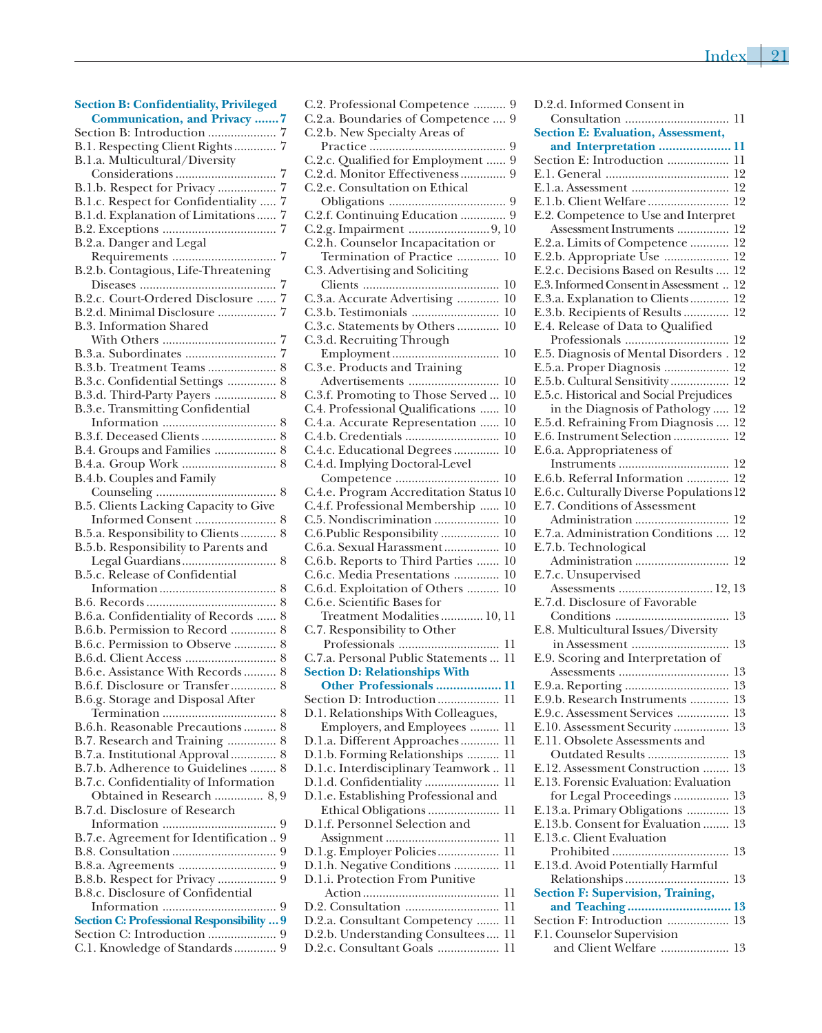**Section B: Confidentiality, Privileged Communication, and Privacy ....... 7**
Section B: Introduction ..................... 7
B.1. Respecting Client Rights ............. 7
B.1.a. Multicultural/Diversity Considerations .............................. 7
B.1.b. Respect for Privacy .................. 7
B.1.c. Respect for Confidentiality ..... 7
B.1.d. Explanation of Limitations ...... 7
B.2. Exceptions ................................... 7
B.2.a. Danger and Legal Requirements ................................ 7
B.2.b. Contagious, Life-Threatening Diseases .......................................... 7
B.2.c. Court-Ordered Disclosure ...... 7
B.2.d. Minimal Disclosure .................. 7
B.3. Information Shared With Others ................................... 7
B.3.a. Subordinates ............................ 7
B.3.b. Treatment Teams ..................... 8
B.3.c. Confidential Settings ............... 8
B.3.d. Third-Party Payers ................... 8
B.3.e. Transmitting Confidential Information ................................... 8
B.3.f. Deceased Clients ....................... 8
B.4. Groups and Families ................... 8
B.4.a. Group Work ............................. 8
B.4.b. Couples and Family Counseling ..................................... 8
B.5. Clients Lacking Capacity to Give Informed Consent ......................... 8
B.5.a. Responsibility to Clients ........... 8
B.5.b. Responsibility to Parents and Legal Guardians ............................ 8
B.5.c. Release of Confidential Information .................................... 8
B.6. Records ........................................ 8
B.6.a. Confidentiality of Records ...... 8
B.6.b. Permission to Record ............. 8
B.6.c. Permission to Observe ............ 8
B.6.d. Client Access ............................ 8
B.6.e. Assistance With Records .......... 8
B.6.f. Disclosure or Transfer ............. 8
B.6.g. Storage and Disposal After Termination ................................... 8
B.6.h. Reasonable Precautions .......... 8
B.7. Research and Training ............... 8
B.7.a. Institutional Approval .............. 8
B.7.b. Adherence to Guidelines ........ 8
B.7.c. Confidentiality of Information Obtained in Research ............... 8, 9
B.7.d. Disclosure of Research Information ................................... 9
B.7.e. Agreement for Identification .. 9
B.8. Consultation ................................ 9
B.8.a. Agreements .............................. 9
B.8.b. Respect for Privacy .................. 9
B.8.c. Disclosure of Confidential Information ................................... 9

**Section C: Professional Responsibility ... 9**
Section C: Introduction ..................... 9
C.1. Knowledge of Standards ............. 9
C.2. Professional Competence .......... 9
C.2.a. Boundaries of Competence .... 9
C.2.b. New Specialty Areas of Practice .......................................... 9
C.2.c. Qualified for Employment ...... 9
C.2.d. Monitor Effectiveness ............. 9
C.2.e. Consultation on Ethical Obligations .................................... 9
C.2.f. Continuing Education .............. 9
C.2.g. Impairment .........................9, 10
C.2.h. Counselor Incapacitation or Termination of Practice ............. 10
C.3. Advertising and Soliciting Clients .......................................... 10
C.3.a. Accurate Advertising ............. 10
C.3.b. Testimonials ........................... 10
C.3.c. Statements by Others ............. 10
C.3.d. Recruiting Through Employment ................................. 10
C.3.e. Products and Training Advertisements ............................ 10
C.3.f. Promoting to Those Served ... 10
C.4. Professional Qualifications ...... 10
C.4.a. Accurate Representation ...... 10
C.4.b. Credentials ............................. 10
C.4.c. Educational Degrees ............. 10
C.4.d. Implying Doctoral-Level Competence ................................ 10
C.4.e. Program Accreditation Status 10
C.4.f. Professional Membership ...... 10
C.5. Nondiscrimination .................... 10
C.6.Public Responsibility .................. 10
C.6.a. Sexual Harassment ................. 10
C.6.b. Reports to Third Parties ....... 10
C.6.c. Media Presentations .............. 10
C.6.d. Exploitation of Others .......... 10
C.6.e. Scientific Bases for Treatment Modalities ............. 10, 11
C.7. Responsibility to Other Professionals ............................... 11
C.7.a. Personal Public Statements ... 11

**Section D: Relationships With Other Professionals .................. 11**
Section D: Introduction ................... 11
D.1. Relationships With Colleagues, Employers, and Employees ......... 11
D.1.a. Different Approaches ............ 11
D.1.b. Forming Relationships .......... 11
D.1.c. Interdisciplinary Teamwork .. 11
D.1.d. Confidentiality ....................... 11
D.1.e. Establishing Professional and Ethical Obligations ...................... 11
D.1.f. Personnel Selection and Assignment ................................... 11
D.1.g. Employer Policies ................... 11
D.1.h. Negative Conditions .............. 11
D.1.i. Protection From Punitive Action .......................................... 11
D.2. Consultation ............................. 11
D.2.a. Consultant Competency ....... 11
D.2.b. Understanding Consultees .... 11
D.2.c. Consultant Goals ................... 11
D.2.d. Informed Consent in Consultation ................................ 11

**Section E: Evaluation, Assessment, and Interpretation ..................... 11**
Section E: Introduction ................... 11
E.1. General ...................................... 12
E.1.a. Assessment .............................. 12
E.1.b. Client Welfare ......................... 12
E.2. Competence to Use and Interpret Assessment Instruments ................ 12
E.2.a. Limits of Competence ............ 12
E.2.b. Appropriate Use .................... 12
E.2.c. Decisions Based on Results .... 12
E.3. Informed Consent in Assessment .. 12
E.3.a. Explanation to Clients ............ 12
E.3.b. Recipients of Results ............. 12
E.4. Release of Data to Qualified Professionals ................................ 12
E.5. Diagnosis of Mental Disorders . 12
E.5.a. Proper Diagnosis .................... 12
E.5.b. Cultural Sensitivity .................. 12
E.5.c. Historical and Social Prejudices in the Diagnosis of Pathology ..... 12
E.5.d. Refraining From Diagnosis .... 12
E.6. Instrument Selection ................. 12
E.6.a. Appropriateness of Instruments .................................. 12
E.6.b. Referral Information ............. 12
E.6.c. Culturally Diverse Populations 12
E.7. Conditions of Assessment Administration ............................. 12
E.7.a. Administration Conditions .... 12
E.7.b. Technological Administration ............................. 12
E.7.c. Unsupervised Assessments .............................12, 13
E.7.d. Disclosure of Favorable Conditions ................................... 13
E.8. Multicultural Issues/Diversity in Assessment .............................. 13
E.9. Scoring and Interpretation of Assessments ................................... 13
E.9.a. Reporting ................................ 13
E.9.b. Research Instruments ............ 13
E.9.c. Assessment Services ................ 13
E.10. Assessment Security ................. 13
E.11. Obsolete Assessments and Outdated Results ......................... 13
E.12. Assessment Construction ........ 13
E.13. Forensic Evaluation: Evaluation for Legal Proceedings ................. 13
E.13.a. Primary Obligations ............. 13
E.13.b. Consent for Evaluation ........ 13
E.13.c. Client Evaluation Prohibited .................................... 13
E.13.d. Avoid Potentially Harmful Relationships ................................ 13

**Section F: Supervision, Training, and Teaching ............................. 13**
Section F: Introduction ................... 13
F.1. Counselor Supervision and Client Welfare ..................... 13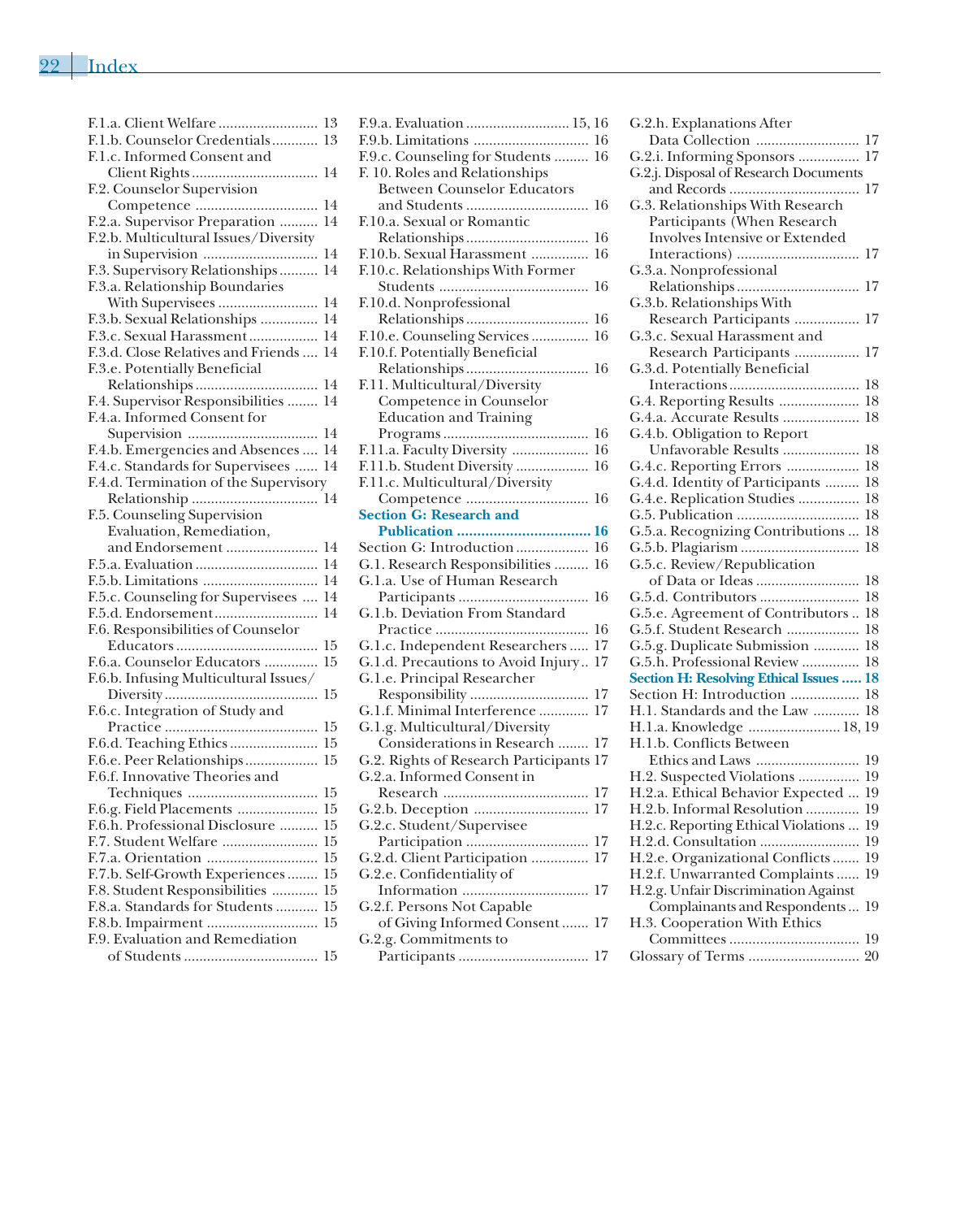# Index

F.1.a. Client Welfare .......................... 13
F.1.b. Counselor Credentials ............ 13
F.1.c. Informed Consent and Client Rights ................................ 14
F.2. Counselor Supervision Competence ................................ 14
F.2.a. Supervisor Preparation .......... 14
F.2.b. Multicultural Issues/Diversity in Supervision ............................. 14
F.3. Supervisory Relationships .......... 14
F.3.a. Relationship Boundaries With Supervisees .......................... 14
F.3.b. Sexual Relationships ............... 14
F.3.c. Sexual Harassment ................. 14
F.3.d. Close Relatives and Friends .... 14
F.3.e. Potentially Beneficial Relationships ................................ 14
F.4. Supervisor Responsibilities ........ 14
F.4.a. Informed Consent for Supervision ................................. 14
F.4.b. Emergencies and Absences .... 14
F.4.c. Standards for Supervisees ...... 14
F.4.d. Termination of the Supervisory Relationship ................................ 14
F.5. Counseling Supervision Evaluation, Remediation, and Endorsement ........................ 14
F.5.a. Evaluation ................................ 14
F.5.b. Limitations .............................. 14
F.5.c. Counseling for Supervisees .... 14
F.5.d. Endorsement ........................... 14
F.6. Responsibilities of Counselor Educators ..................................... 15
F.6.a. Counselor Educators .............. 15
F.6.b. Infusing Multicultural Issues/ Diversity ........................................ 15
F.6.c. Integration of Study and Practice ........................................ 15
F.6.d. Teaching Ethics ....................... 15
F.6.e. Peer Relationships ................... 15
F.6.f. Innovative Theories and Techniques .................................. 15
F.6.g. Field Placements ..................... 15
F.6.h. Professional Disclosure .......... 15
F.7. Student Welfare ......................... 15
F.7.a. Orientation ............................. 15
F.7.b. Self-Growth Experiences ........ 15
F.8. Student Responsibilities ............ 15
F.8.a. Standards for Students ........... 15
F.8.b. Impairment ............................. 15
F.9. Evaluation and Remediation of Students .................................. 15
F.9.a. Evaluation ........................... 15, 16
F.9.b. Limitations .............................. 16
F.9.c. Counseling for Students ......... 16
F. 10. Roles and Relationships Between Counselor Educators and Students ................................ 16
F.10.a. Sexual or Romantic Relationships ................................ 16
F.10.b. Sexual Harassment ............... 16
F.10.c. Relationships With Former Students ....................................... 16
F.10.d. Nonprofessional Relationships ................................ 16
F.10.e. Counseling Services ............... 16
F.10.f. Potentially Beneficial Relationships ................................ 16
F.11. Multicultural/Diversity Competence in Counselor Education and Training Programs ...................................... 16
F.11.a. Faculty Diversity .................... 16
F.11.b. Student Diversity ................... 16
F.11.c. Multicultural/Diversity Competence ................................ 16

**Section G: Research and Publication ................................. 16**

Section G: Introduction .................. 16
G.1. Research Responsibilities ......... 16
G.1.a. Use of Human Research Participants .................................. 16
G.1.b. Deviation From Standard Practice ........................................ 16
G.1.c. Independent Researchers ..... 17
G.1.d. Precautions to Avoid Injury .. 17
G.1.e. Principal Researcher Responsibility ............................... 17
G.1.f. Minimal Interference ............. 17
G.1.g. Multicultural/Diversity Considerations in Research ........ 17
G.2. Rights of Research Participants 17
G.2.a. Informed Consent in Research ...................................... 17
G.2.b. Deception ............................. 17
G.2.c. Student/Supervisee Participation ................................ 17
G.2.d. Client Participation ............... 17
G.2.e. Confidentiality of Information ................................. 17
G.2.f. Persons Not Capable of Giving Informed Consent ....... 17
G.2.g. Commitments to Participants .................................. 17
G.2.h. Explanations After Data Collection ........................... 17
G.2.i. Informing Sponsors ................ 17
G.2.j. Disposal of Research Documents and Records .................................. 17
G.3. Relationships With Research Participants (When Research Involves Intensive or Extended Interactions) ................................ 17
G.3.a. Nonprofessional Relationships ................................ 17
G.3.b. Relationships With Research Participants ................. 17
G.3.c. Sexual Harassment and Research Participants ................. 17
G.3.d. Potentially Beneficial Interactions .................................. 18
G.4. Reporting Results ..................... 18
G.4.a. Accurate Results .................... 18
G.4.b. Obligation to Report Unfavorable Results .................... 18
G.4.c. Reporting Errors ................... 18
G.4.d. Identity of Participants ......... 18
G.4.e. Replication Studies ................ 18
G.5. Publication ................................ 18
G.5.a. Recognizing Contributions ... 18
G.5.b. Plagiarism .............................. 18
G.5.c. Review/Republication of Data or Ideas ........................... 18
G.5.d. Contributors .......................... 18
G.5.e. Agreement of Contributors .. 18
G.5.f. Student Research ................... 18
G.5.g. Duplicate Submission ............ 18
G.5.h. Professional Review ............... 18

**Section H: Resolving Ethical Issues ..... 18**

Section H: Introduction .................. 18
H.1. Standards and the Law ............ 18
H.1.a. Knowledge ........................ 18, 19
H.1.b. Conflicts Between Ethics and Laws ........................... 19
H.2. Suspected Violations ................ 19
H.2.a. Ethical Behavior Expected ... 19
H.2.b. Informal Resolution .............. 19
H.2.c. Reporting Ethical Violations ... 19
H.2.d. Consultation .......................... 19
H.2.e. Organizational Conflicts ....... 19
H.2.f. Unwarranted Complaints ...... 19
H.2.g. Unfair Discrimination Against Complainants and Respondents ... 19
H.3. Cooperation With Ethics Committees .................................. 19
Glossary of Terms ............................. 20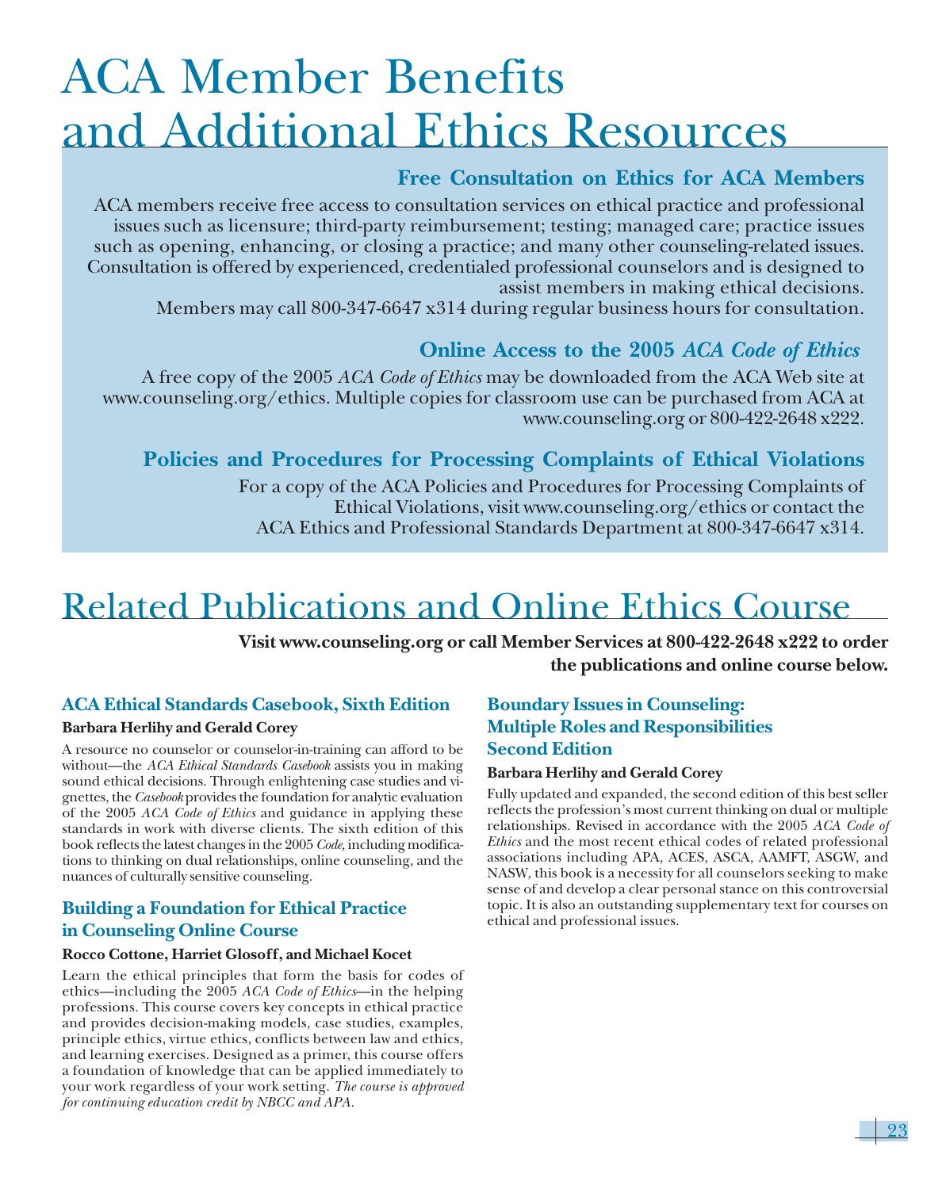# ACA Member Benefits and Additional Ethics Resources

## Free Consultation on Ethics for ACA Members

ACA members receive free access to consultation services on ethical practice and professional issues such as licensure; third-party reimbursement; testing; managed care; practice issues such as opening, enhancing, or closing a practice; and many other counseling-related issues. Consultation is offered by experienced, credentialed professional counselors and is designed to assist members in making ethical decisions.

Members may call 800-347-6647 x314 during regular business hours for consultation.

## Online Access to the 2005 *ACA Code of Ethics*

A free copy of the 2005 *ACA Code of Ethics* may be downloaded from the ACA Web site at www.counseling.org/ethics. Multiple copies for classroom use can be purchased from ACA at www.counseling.org or 800-422-2648 x222.

## Policies and Procedures for Processing Complaints of Ethical Violations

For a copy of the ACA Policies and Procedures for Processing Complaints of Ethical Violations, visit www.counseling.org/ethics or contact the ACA Ethics and Professional Standards Department at 800-347-6647 x314.

# Related Publications and Online Ethics Course

**Visit www.counseling.org or call Member Services at 800-422-2648 x222 to order the publications and online course below.**

### ACA Ethical Standards Casebook, Sixth Edition

**Barbara Herlihy and Gerald Corey**

A resource no counselor or counselor-in-training can afford to be without—the *ACA Ethical Standards Casebook* assists you in making sound ethical decisions. Through enlightening case studies and vignettes, the *Casebook* provides the foundation for analytic evaluation of the 2005 *ACA Code of Ethics* and guidance in applying these standards in work with diverse clients. The sixth edition of this book reflects the latest changes in the 2005 *Code,* including modifications to thinking on dual relationships, online counseling, and the nuances of culturally sensitive counseling.

### Building a Foundation for Ethical Practice in Counseling Online Course

**Rocco Cottone, Harriet Glosoff, and Michael Kocet**

Learn the ethical principles that form the basis for codes of ethics—including the 2005 *ACA Code of Ethics*—in the helping professions. This course covers key concepts in ethical practice and provides decision-making models, case studies, examples, principle ethics, virtue ethics, conflicts between law and ethics, and learning exercises. Designed as a primer, this course offers a foundation of knowledge that can be applied immediately to your work regardless of your work setting. *The course is approved for continuing education credit by NBCC and APA.*

### Boundary Issues in Counseling: Multiple Roles and Responsibilities Second Edition

**Barbara Herlihy and Gerald Corey**

Fully updated and expanded, the second edition of this best seller reflects the profession's most current thinking on dual or multiple relationships. Revised in accordance with the 2005 *ACA Code of Ethics* and the most recent ethical codes of related professional associations including APA, ACES, ASCA, AAMFT, ASGW, and NASW, this book is a necessity for all counselors seeking to make sense of and develop a clear personal stance on this controversial topic. It is also an outstanding supplementary text for courses on ethical and professional issues.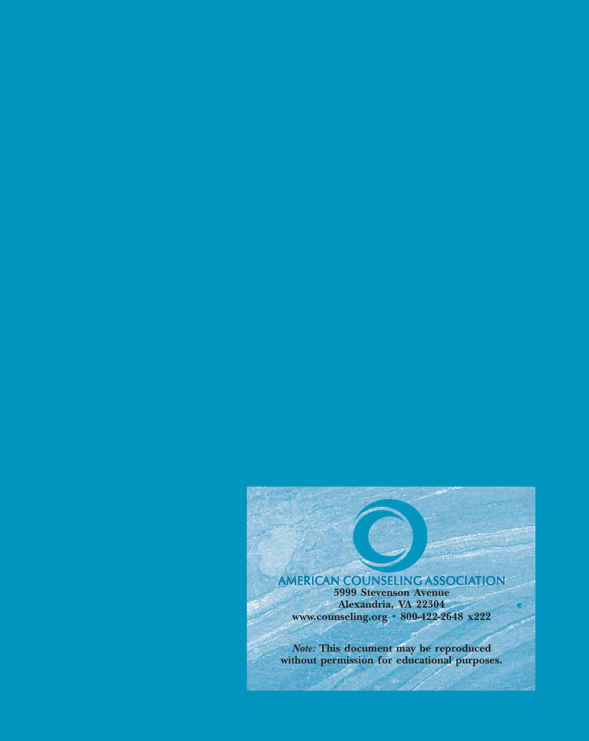AMERICAN COUNSELING ASSOCIATION

**5999 Stevenson Avenue**
**Alexandria, VA 22304**
**www.counseling.org • 800-422-2648 x222**

*Note:* **This document may be reproduced without permission for educational purposes.**